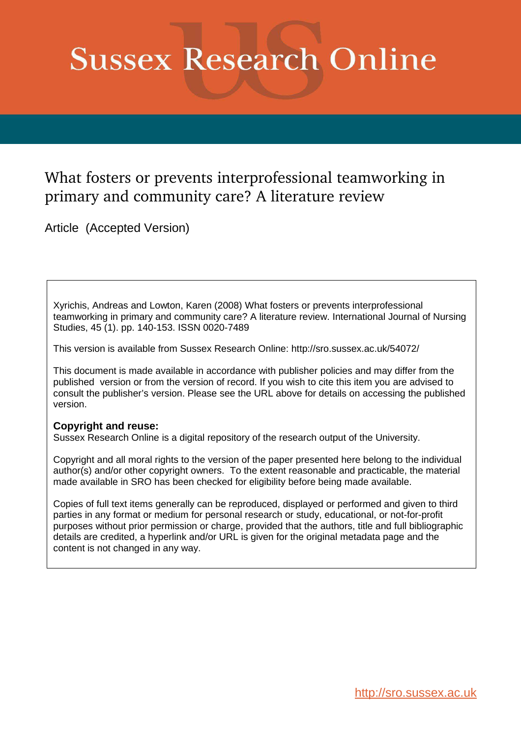# Sussex Research Online

## What fosters or prevents interprofessional teamworking in primary and community care? A literature review

Article (Accepted Version)

Xyrichis, Andreas and Lowton, Karen (2008) What fosters or prevents interprofessional teamworking in primary and community care? A literature review. International Journal of Nursing Studies, 45 (1). pp. 140-153. ISSN 0020-7489

This version is available from Sussex Research Online: http://sro.sussex.ac.uk/54072/

This document is made available in accordance with publisher policies and may differ from the published version or from the version of record. If you wish to cite this item you are advised to consult the publisher's version. Please see the URL above for details on accessing the published version.

**Copyright and reuse:**
Sussex Research Online is a digital repository of the research output of the University.

Copyright and all moral rights to the version of the paper presented here belong to the individual author(s) and/or other copyright owners. To the extent reasonable and practicable, the material made available in SRO has been checked for eligibility before being made available.

Copies of full text items generally can be reproduced, displayed or performed and given to third parties in any format or medium for personal research or study, educational, or not-for-profit purposes without prior permission or charge, provided that the authors, title and full bibliographic details are credited, a hyperlink and/or URL is given for the original metadata page and the content is not changed in any way.

http://sro.sussex.ac.uk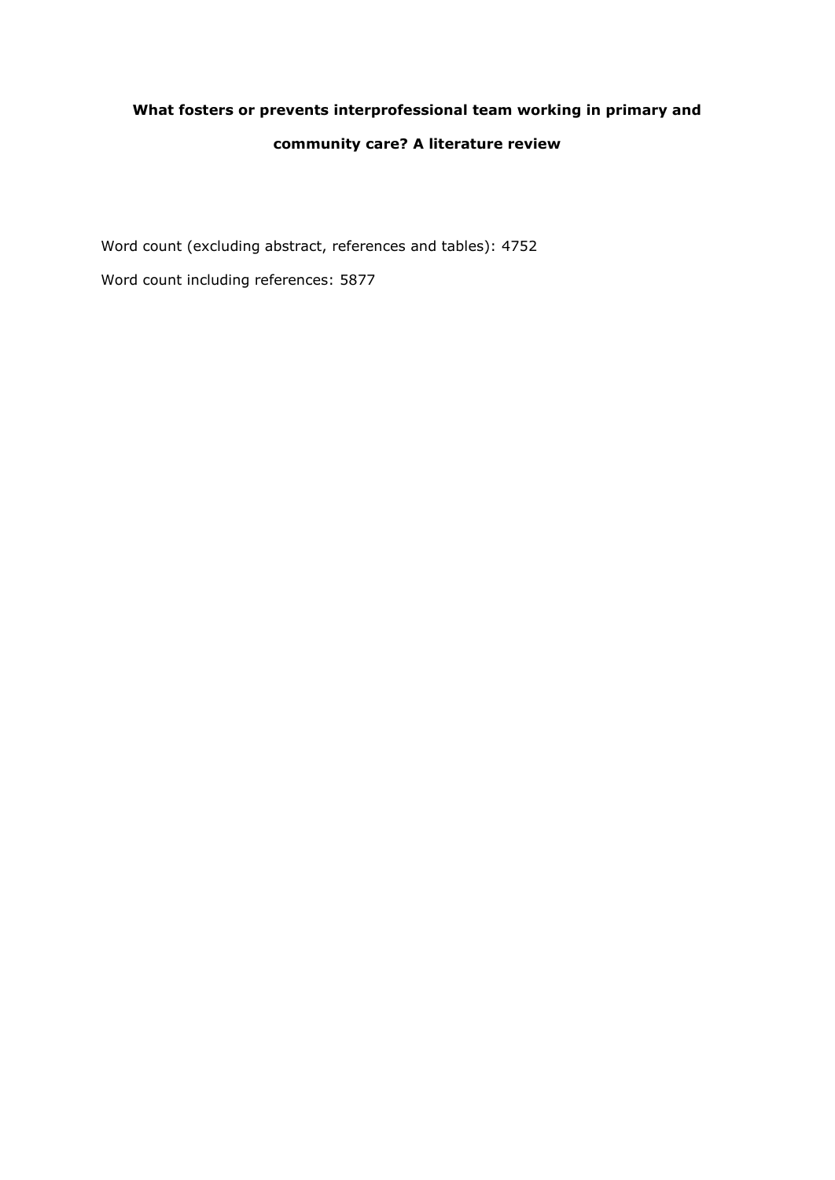**What fosters or prevents interprofessional team working in primary and community care? A literature review**

Word count (excluding abstract, references and tables): 4752

Word count including references: 5877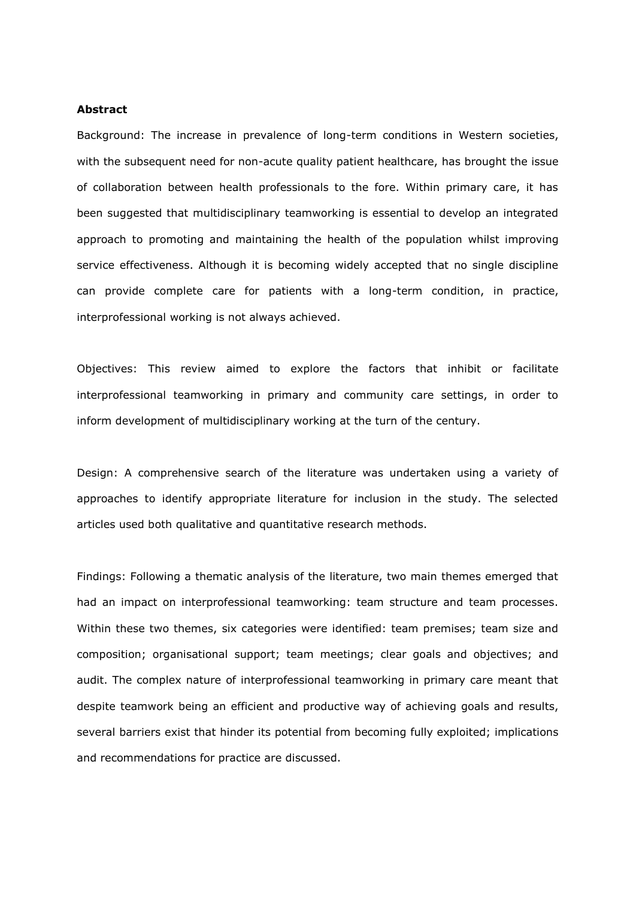**Abstract**

Background: The increase in prevalence of long-term conditions in Western societies, with the subsequent need for non-acute quality patient healthcare, has brought the issue of collaboration between health professionals to the fore. Within primary care, it has been suggested that multidisciplinary teamworking is essential to develop an integrated approach to promoting and maintaining the health of the population whilst improving service effectiveness. Although it is becoming widely accepted that no single discipline can provide complete care for patients with a long-term condition, in practice, interprofessional working is not always achieved.

Objectives: This review aimed to explore the factors that inhibit or facilitate interprofessional teamworking in primary and community care settings, in order to inform development of multidisciplinary working at the turn of the century.

Design: A comprehensive search of the literature was undertaken using a variety of approaches to identify appropriate literature for inclusion in the study. The selected articles used both qualitative and quantitative research methods.

Findings: Following a thematic analysis of the literature, two main themes emerged that had an impact on interprofessional teamworking: team structure and team processes. Within these two themes, six categories were identified: team premises; team size and composition; organisational support; team meetings; clear goals and objectives; and audit. The complex nature of interprofessional teamworking in primary care meant that despite teamwork being an efficient and productive way of achieving goals and results, several barriers exist that hinder its potential from becoming fully exploited; implications and recommendations for practice are discussed.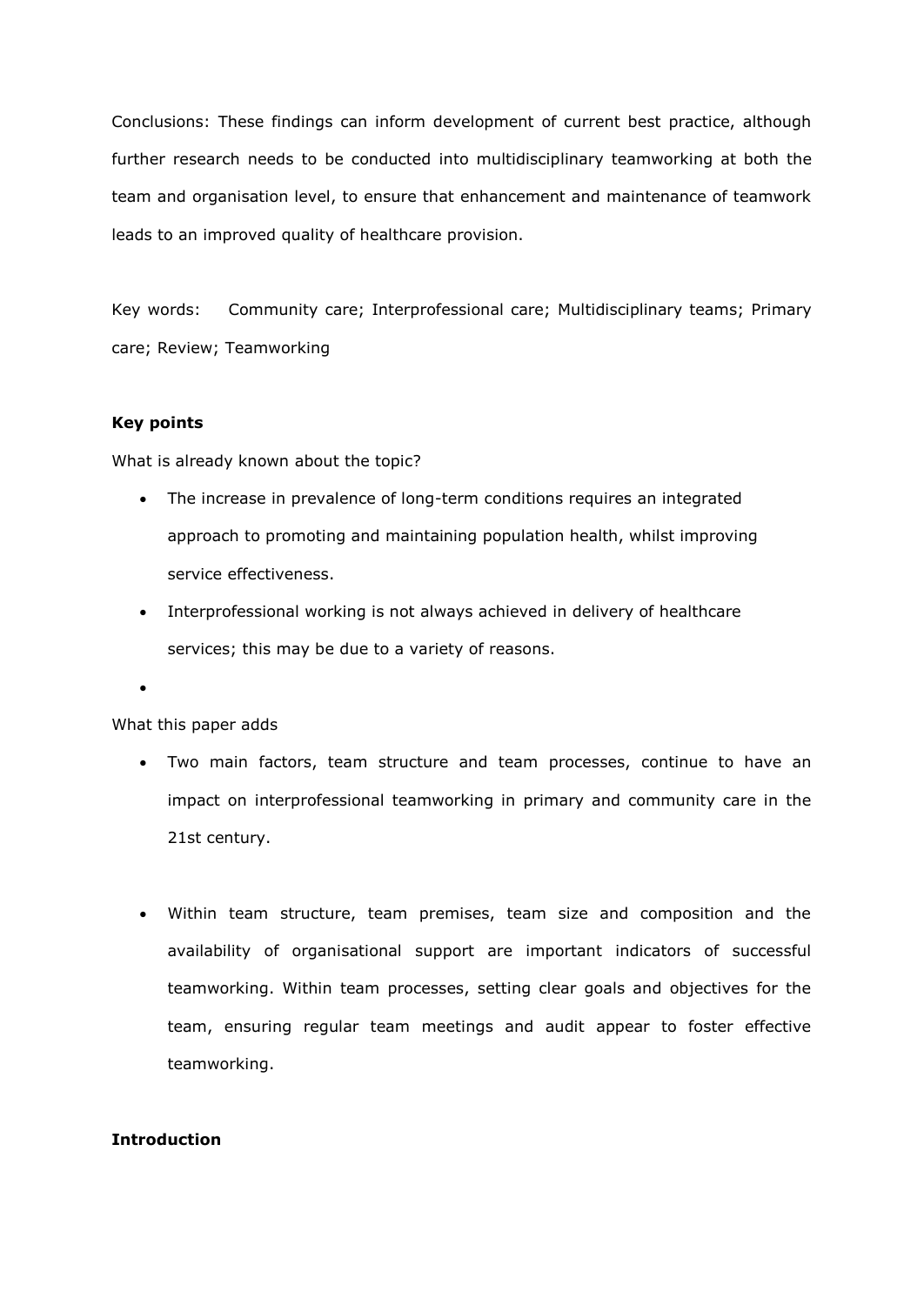Conclusions: These findings can inform development of current best practice, although further research needs to be conducted into multidisciplinary teamworking at both the team and organisation level, to ensure that enhancement and maintenance of teamwork leads to an improved quality of healthcare provision.

Key words: Community care; Interprofessional care; Multidisciplinary teams; Primary care; Review; Teamworking

**Key points**

What is already known about the topic?

- The increase in prevalence of long-term conditions requires an integrated approach to promoting and maintaining population health, whilst improving service effectiveness.
- Interprofessional working is not always achieved in delivery of healthcare services; this may be due to a variety of reasons.

What this paper adds

- Two main factors, team structure and team processes, continue to have an impact on interprofessional teamworking in primary and community care in the 21st century.
- Within team structure, team premises, team size and composition and the availability of organisational support are important indicators of successful teamworking. Within team processes, setting clear goals and objectives for the team, ensuring regular team meetings and audit appear to foster effective teamworking.

**Introduction**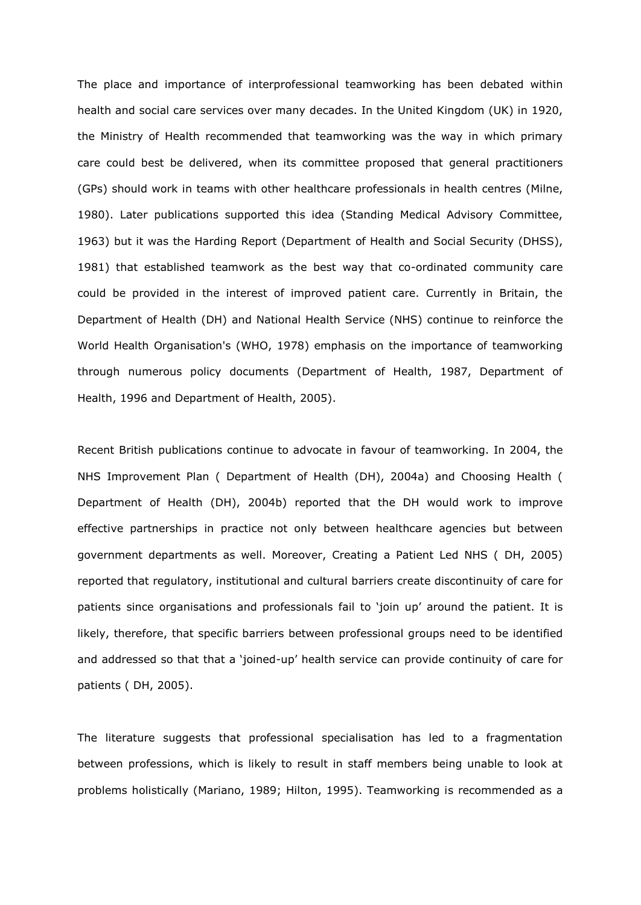The place and importance of interprofessional teamworking has been debated within health and social care services over many decades. In the United Kingdom (UK) in 1920, the Ministry of Health recommended that teamworking was the way in which primary care could best be delivered, when its committee proposed that general practitioners (GPs) should work in teams with other healthcare professionals in health centres (Milne, 1980). Later publications supported this idea (Standing Medical Advisory Committee, 1963) but it was the Harding Report (Department of Health and Social Security (DHSS), 1981) that established teamwork as the best way that co-ordinated community care could be provided in the interest of improved patient care. Currently in Britain, the Department of Health (DH) and National Health Service (NHS) continue to reinforce the World Health Organisation's (WHO, 1978) emphasis on the importance of teamworking through numerous policy documents (Department of Health, 1987, Department of Health, 1996 and Department of Health, 2005).

Recent British publications continue to advocate in favour of teamworking. In 2004, the NHS Improvement Plan ( Department of Health (DH), 2004a) and Choosing Health ( Department of Health (DH), 2004b) reported that the DH would work to improve effective partnerships in practice not only between healthcare agencies but between government departments as well. Moreover, Creating a Patient Led NHS ( DH, 2005) reported that regulatory, institutional and cultural barriers create discontinuity of care for patients since organisations and professionals fail to 'join up' around the patient. It is likely, therefore, that specific barriers between professional groups need to be identified and addressed so that that a 'joined-up' health service can provide continuity of care for patients ( DH, 2005).

The literature suggests that professional specialisation has led to a fragmentation between professions, which is likely to result in staff members being unable to look at problems holistically (Mariano, 1989; Hilton, 1995). Teamworking is recommended as a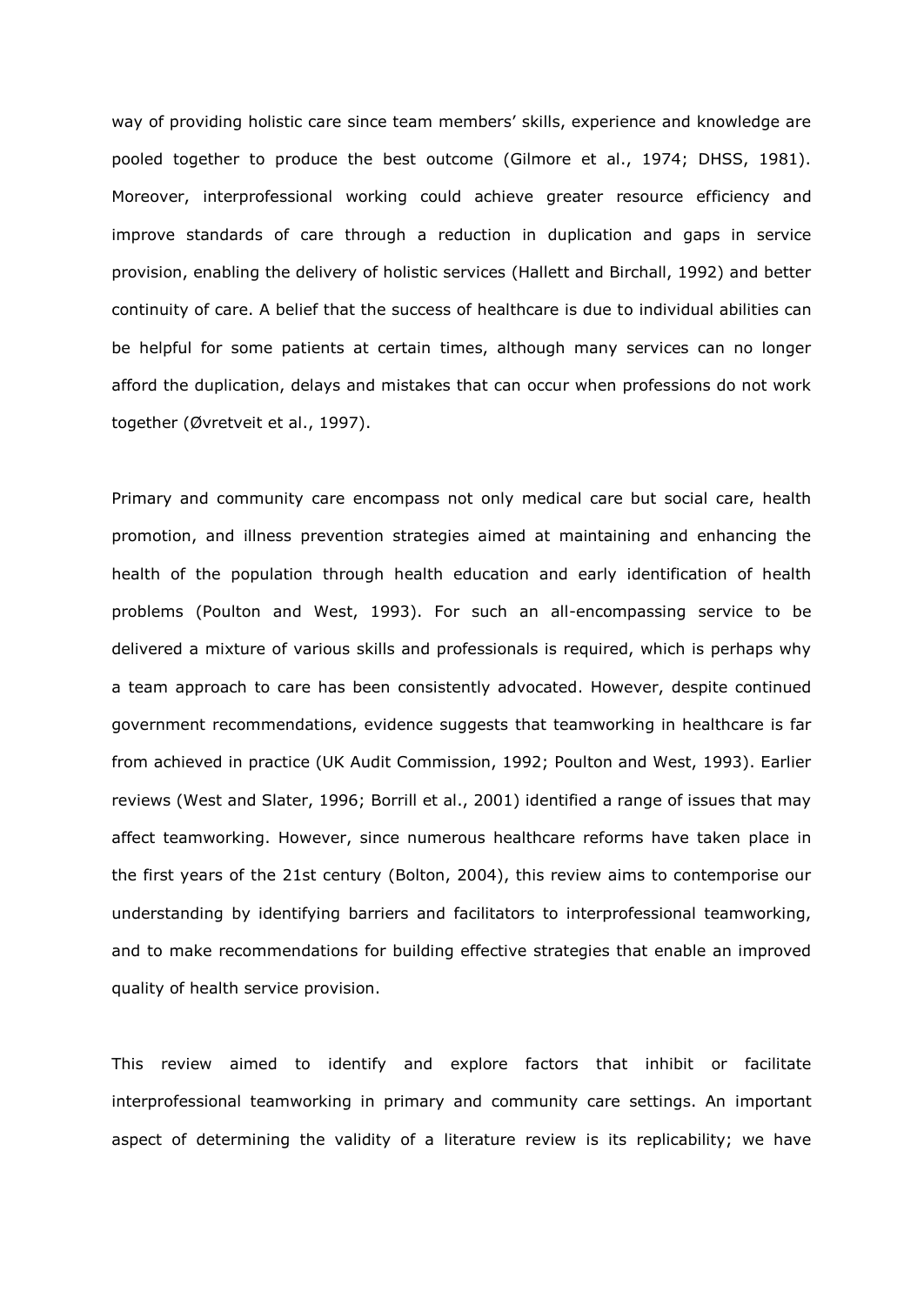way of providing holistic care since team members' skills, experience and knowledge are pooled together to produce the best outcome (Gilmore et al., 1974; DHSS, 1981). Moreover, interprofessional working could achieve greater resource efficiency and improve standards of care through a reduction in duplication and gaps in service provision, enabling the delivery of holistic services (Hallett and Birchall, 1992) and better continuity of care. A belief that the success of healthcare is due to individual abilities can be helpful for some patients at certain times, although many services can no longer afford the duplication, delays and mistakes that can occur when professions do not work together (Øvretveit et al., 1997).

Primary and community care encompass not only medical care but social care, health promotion, and illness prevention strategies aimed at maintaining and enhancing the health of the population through health education and early identification of health problems (Poulton and West, 1993). For such an all-encompassing service to be delivered a mixture of various skills and professionals is required, which is perhaps why a team approach to care has been consistently advocated. However, despite continued government recommendations, evidence suggests that teamworking in healthcare is far from achieved in practice (UK Audit Commission, 1992; Poulton and West, 1993). Earlier reviews (West and Slater, 1996; Borrill et al., 2001) identified a range of issues that may affect teamworking. However, since numerous healthcare reforms have taken place in the first years of the 21st century (Bolton, 2004), this review aims to contemporise our understanding by identifying barriers and facilitators to interprofessional teamworking, and to make recommendations for building effective strategies that enable an improved quality of health service provision.

This review aimed to identify and explore factors that inhibit or facilitate interprofessional teamworking in primary and community care settings. An important aspect of determining the validity of a literature review is its replicability; we have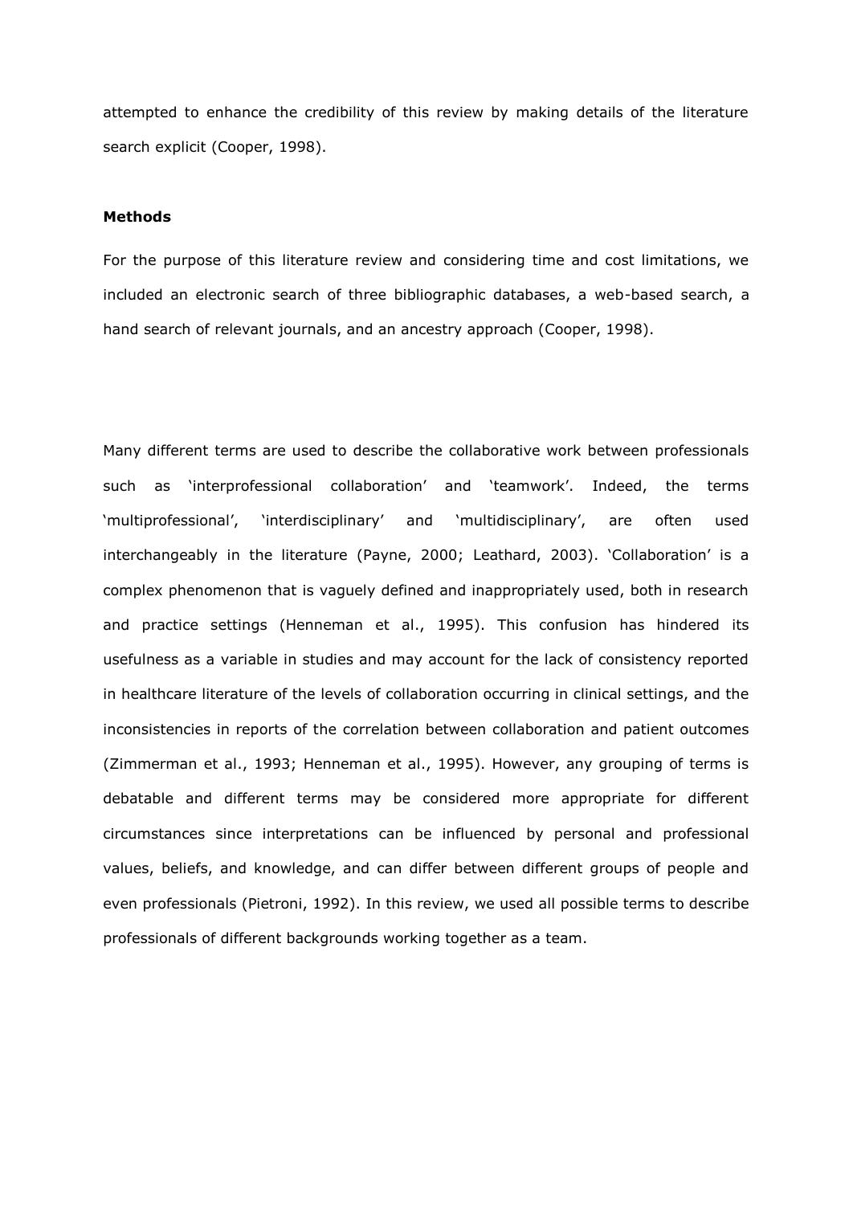attempted to enhance the credibility of this review by making details of the literature search explicit (Cooper, 1998).

**Methods**

For the purpose of this literature review and considering time and cost limitations, we included an electronic search of three bibliographic databases, a web-based search, a hand search of relevant journals, and an ancestry approach (Cooper, 1998).

Many different terms are used to describe the collaborative work between professionals such as 'interprofessional collaboration' and 'teamwork'. Indeed, the terms 'multiprofessional', 'interdisciplinary' and 'multidisciplinary', are often used interchangeably in the literature (Payne, 2000; Leathard, 2003). 'Collaboration' is a complex phenomenon that is vaguely defined and inappropriately used, both in research and practice settings (Henneman et al., 1995). This confusion has hindered its usefulness as a variable in studies and may account for the lack of consistency reported in healthcare literature of the levels of collaboration occurring in clinical settings, and the inconsistencies in reports of the correlation between collaboration and patient outcomes (Zimmerman et al., 1993; Henneman et al., 1995). However, any grouping of terms is debatable and different terms may be considered more appropriate for different circumstances since interpretations can be influenced by personal and professional values, beliefs, and knowledge, and can differ between different groups of people and even professionals (Pietroni, 1992). In this review, we used all possible terms to describe professionals of different backgrounds working together as a team.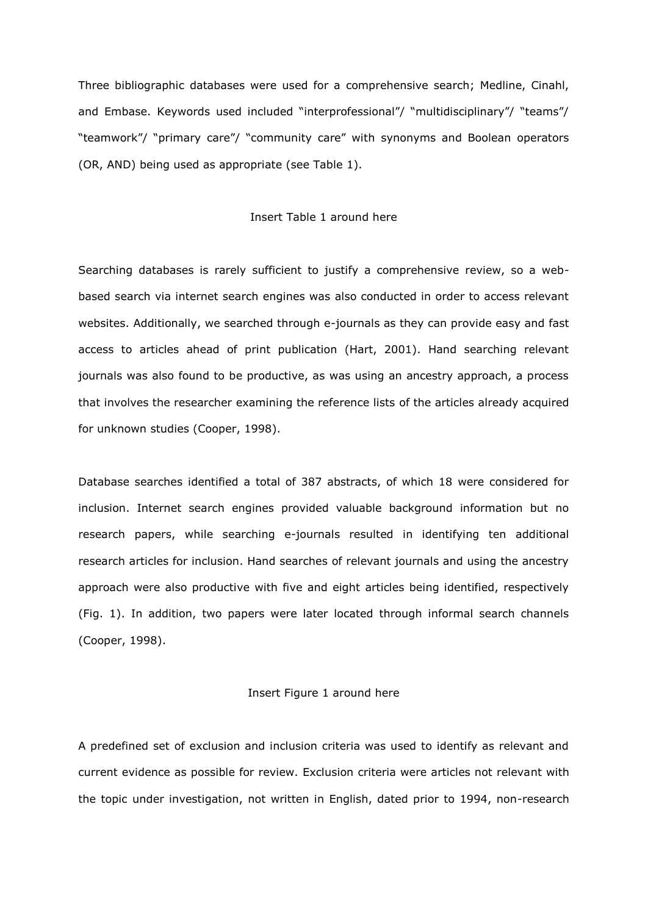Three bibliographic databases were used for a comprehensive search; Medline, Cinahl, and Embase. Keywords used included "interprofessional"/ "multidisciplinary"/ "teams"/ "teamwork"/ "primary care"/ "community care" with synonyms and Boolean operators (OR, AND) being used as appropriate (see Table 1).

Insert Table 1 around here

Searching databases is rarely sufficient to justify a comprehensive review, so a web-based search via internet search engines was also conducted in order to access relevant websites. Additionally, we searched through e-journals as they can provide easy and fast access to articles ahead of print publication (Hart, 2001). Hand searching relevant journals was also found to be productive, as was using an ancestry approach, a process that involves the researcher examining the reference lists of the articles already acquired for unknown studies (Cooper, 1998).

Database searches identified a total of 387 abstracts, of which 18 were considered for inclusion. Internet search engines provided valuable background information but no research papers, while searching e-journals resulted in identifying ten additional research articles for inclusion. Hand searches of relevant journals and using the ancestry approach were also productive with five and eight articles being identified, respectively (Fig. 1). In addition, two papers were later located through informal search channels (Cooper, 1998).

Insert Figure 1 around here

A predefined set of exclusion and inclusion criteria was used to identify as relevant and current evidence as possible for review. Exclusion criteria were articles not relevant with the topic under investigation, not written in English, dated prior to 1994, non-research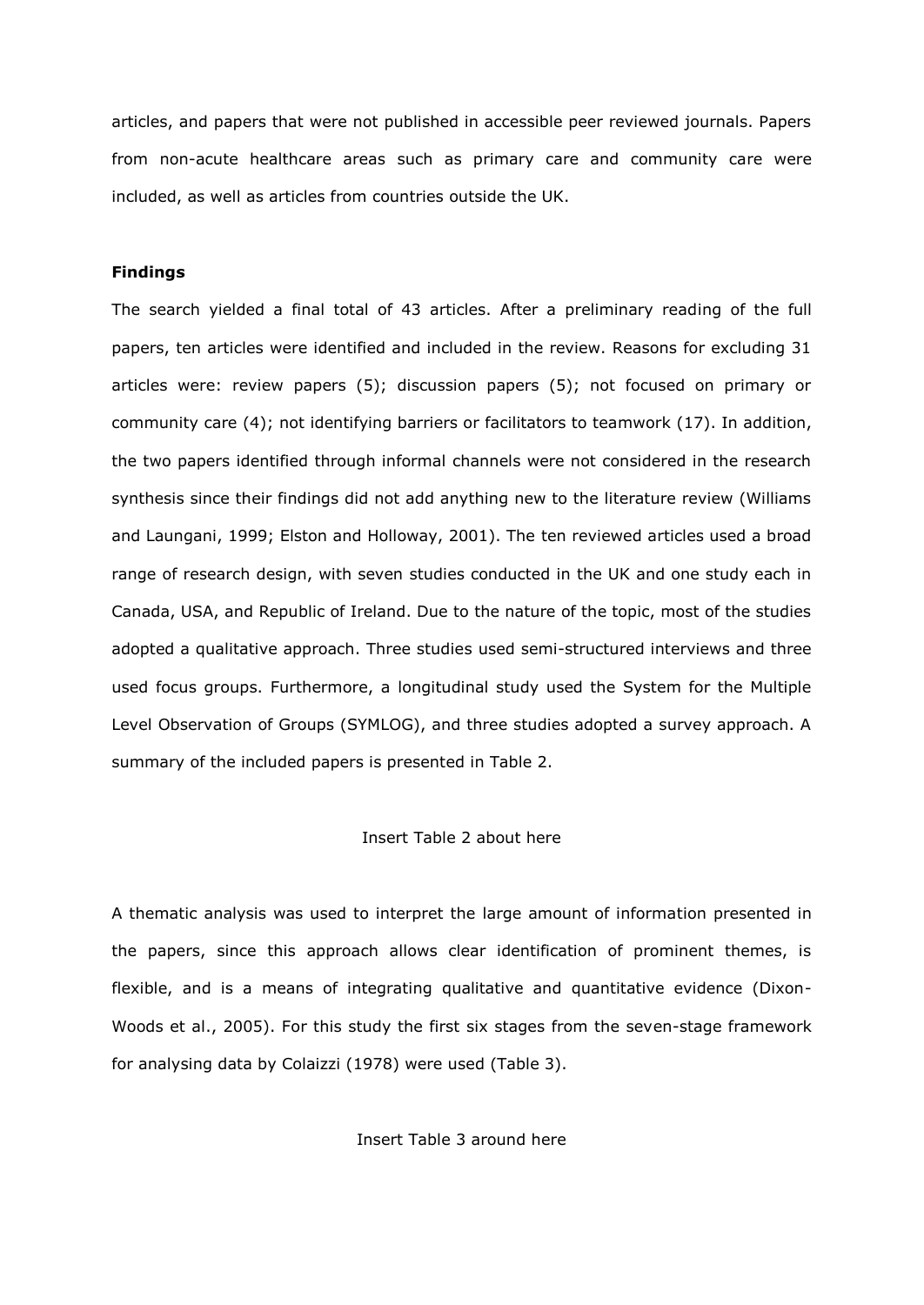articles, and papers that were not published in accessible peer reviewed journals. Papers from non-acute healthcare areas such as primary care and community care were included, as well as articles from countries outside the UK.

**Findings**

The search yielded a final total of 43 articles. After a preliminary reading of the full papers, ten articles were identified and included in the review. Reasons for excluding 31 articles were: review papers (5); discussion papers (5); not focused on primary or community care (4); not identifying barriers or facilitators to teamwork (17). In addition, the two papers identified through informal channels were not considered in the research synthesis since their findings did not add anything new to the literature review (Williams and Laungani, 1999; Elston and Holloway, 2001). The ten reviewed articles used a broad range of research design, with seven studies conducted in the UK and one study each in Canada, USA, and Republic of Ireland. Due to the nature of the topic, most of the studies adopted a qualitative approach. Three studies used semi-structured interviews and three used focus groups. Furthermore, a longitudinal study used the System for the Multiple Level Observation of Groups (SYMLOG), and three studies adopted a survey approach. A summary of the included papers is presented in Table 2.

Insert Table 2 about here

A thematic analysis was used to interpret the large amount of information presented in the papers, since this approach allows clear identification of prominent themes, is flexible, and is a means of integrating qualitative and quantitative evidence (Dixon-Woods et al., 2005). For this study the first six stages from the seven-stage framework for analysing data by Colaizzi (1978) were used (Table 3).

Insert Table 3 around here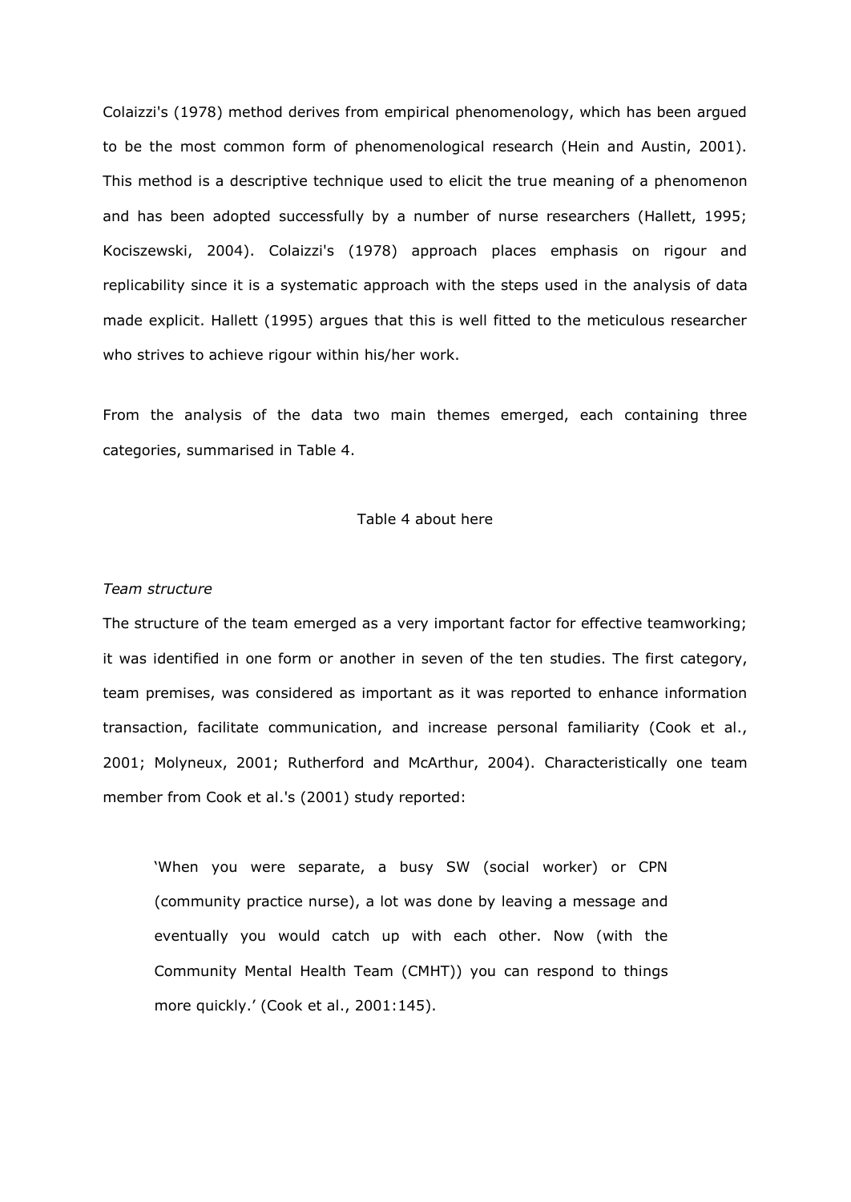Colaizzi's (1978) method derives from empirical phenomenology, which has been argued to be the most common form of phenomenological research (Hein and Austin, 2001). This method is a descriptive technique used to elicit the true meaning of a phenomenon and has been adopted successfully by a number of nurse researchers (Hallett, 1995; Kociszewski, 2004). Colaizzi's (1978) approach places emphasis on rigour and replicability since it is a systematic approach with the steps used in the analysis of data made explicit. Hallett (1995) argues that this is well fitted to the meticulous researcher who strives to achieve rigour within his/her work.

From the analysis of the data two main themes emerged, each containing three categories, summarised in Table 4.

Table 4 about here

*Team structure*

The structure of the team emerged as a very important factor for effective teamworking; it was identified in one form or another in seven of the ten studies. The first category, team premises, was considered as important as it was reported to enhance information transaction, facilitate communication, and increase personal familiarity (Cook et al., 2001; Molyneux, 2001; Rutherford and McArthur, 2004). Characteristically one team member from Cook et al.'s (2001) study reported:

> 'When you were separate, a busy SW (social worker) or CPN (community practice nurse), a lot was done by leaving a message and eventually you would catch up with each other. Now (with the Community Mental Health Team (CMHT)) you can respond to things more quickly.' (Cook et al., 2001:145).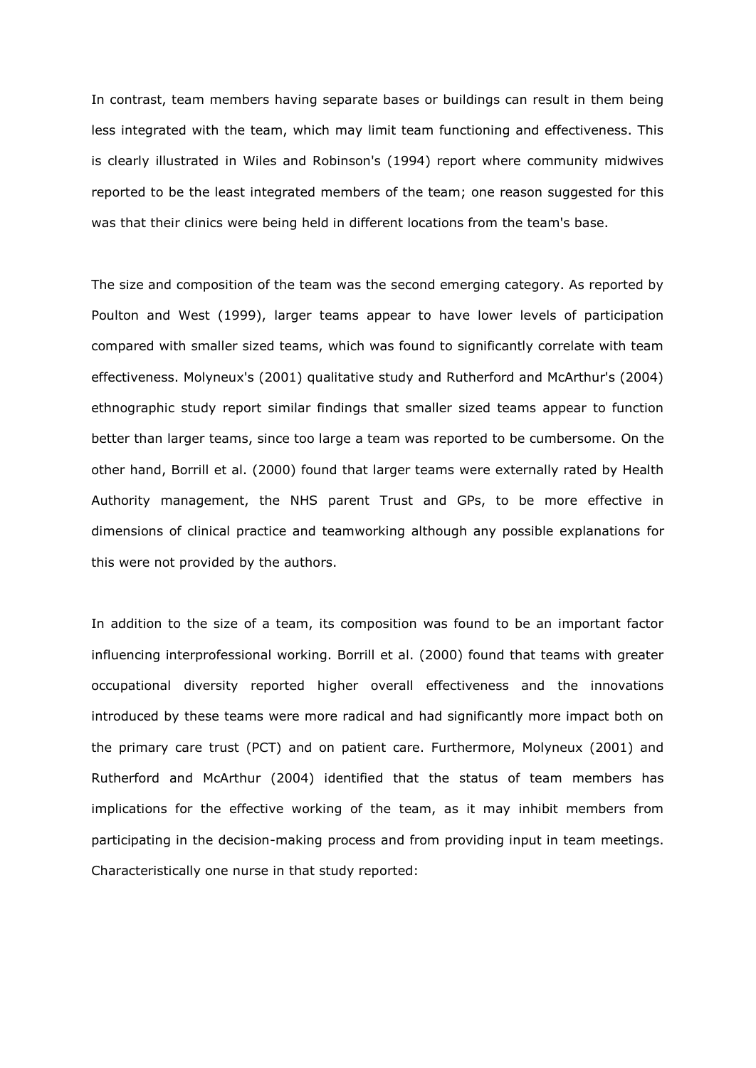In contrast, team members having separate bases or buildings can result in them being less integrated with the team, which may limit team functioning and effectiveness. This is clearly illustrated in Wiles and Robinson's (1994) report where community midwives reported to be the least integrated members of the team; one reason suggested for this was that their clinics were being held in different locations from the team's base.

The size and composition of the team was the second emerging category. As reported by Poulton and West (1999), larger teams appear to have lower levels of participation compared with smaller sized teams, which was found to significantly correlate with team effectiveness. Molyneux's (2001) qualitative study and Rutherford and McArthur's (2004) ethnographic study report similar findings that smaller sized teams appear to function better than larger teams, since too large a team was reported to be cumbersome. On the other hand, Borrill et al. (2000) found that larger teams were externally rated by Health Authority management, the NHS parent Trust and GPs, to be more effective in dimensions of clinical practice and teamworking although any possible explanations for this were not provided by the authors.

In addition to the size of a team, its composition was found to be an important factor influencing interprofessional working. Borrill et al. (2000) found that teams with greater occupational diversity reported higher overall effectiveness and the innovations introduced by these teams were more radical and had significantly more impact both on the primary care trust (PCT) and on patient care. Furthermore, Molyneux (2001) and Rutherford and McArthur (2004) identified that the status of team members has implications for the effective working of the team, as it may inhibit members from participating in the decision-making process and from providing input in team meetings. Characteristically one nurse in that study reported: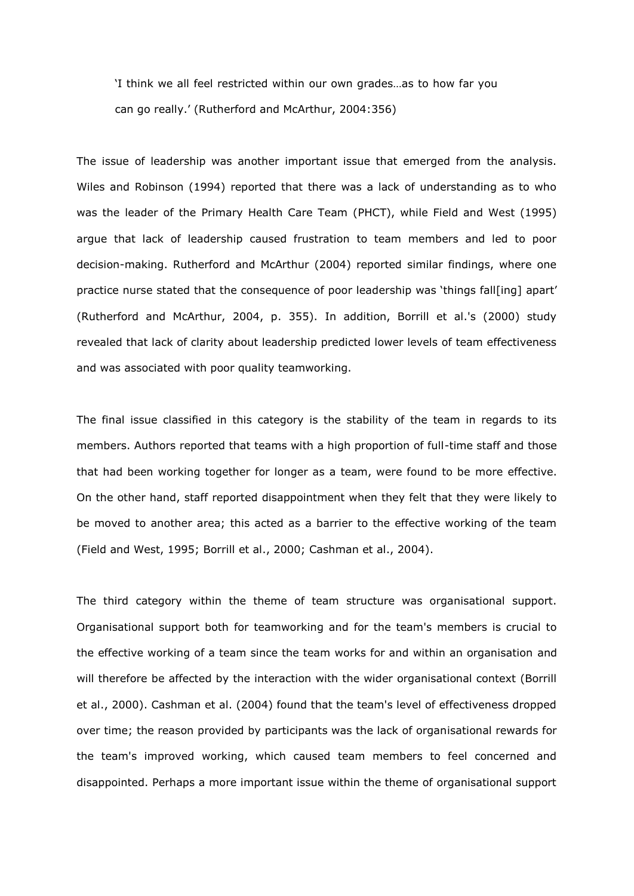> 'I think we all feel restricted within our own grades…as to how far you can go really.' (Rutherford and McArthur, 2004:356)

The issue of leadership was another important issue that emerged from the analysis. Wiles and Robinson (1994) reported that there was a lack of understanding as to who was the leader of the Primary Health Care Team (PHCT), while Field and West (1995) argue that lack of leadership caused frustration to team members and led to poor decision-making. Rutherford and McArthur (2004) reported similar findings, where one practice nurse stated that the consequence of poor leadership was 'things fall[ing] apart' (Rutherford and McArthur, 2004, p. 355). In addition, Borrill et al.'s (2000) study revealed that lack of clarity about leadership predicted lower levels of team effectiveness and was associated with poor quality teamworking.

The final issue classified in this category is the stability of the team in regards to its members. Authors reported that teams with a high proportion of full-time staff and those that had been working together for longer as a team, were found to be more effective. On the other hand, staff reported disappointment when they felt that they were likely to be moved to another area; this acted as a barrier to the effective working of the team (Field and West, 1995; Borrill et al., 2000; Cashman et al., 2004).

The third category within the theme of team structure was organisational support. Organisational support both for teamworking and for the team's members is crucial to the effective working of a team since the team works for and within an organisation and will therefore be affected by the interaction with the wider organisational context (Borrill et al., 2000). Cashman et al. (2004) found that the team's level of effectiveness dropped over time; the reason provided by participants was the lack of organisational rewards for the team's improved working, which caused team members to feel concerned and disappointed. Perhaps a more important issue within the theme of organisational support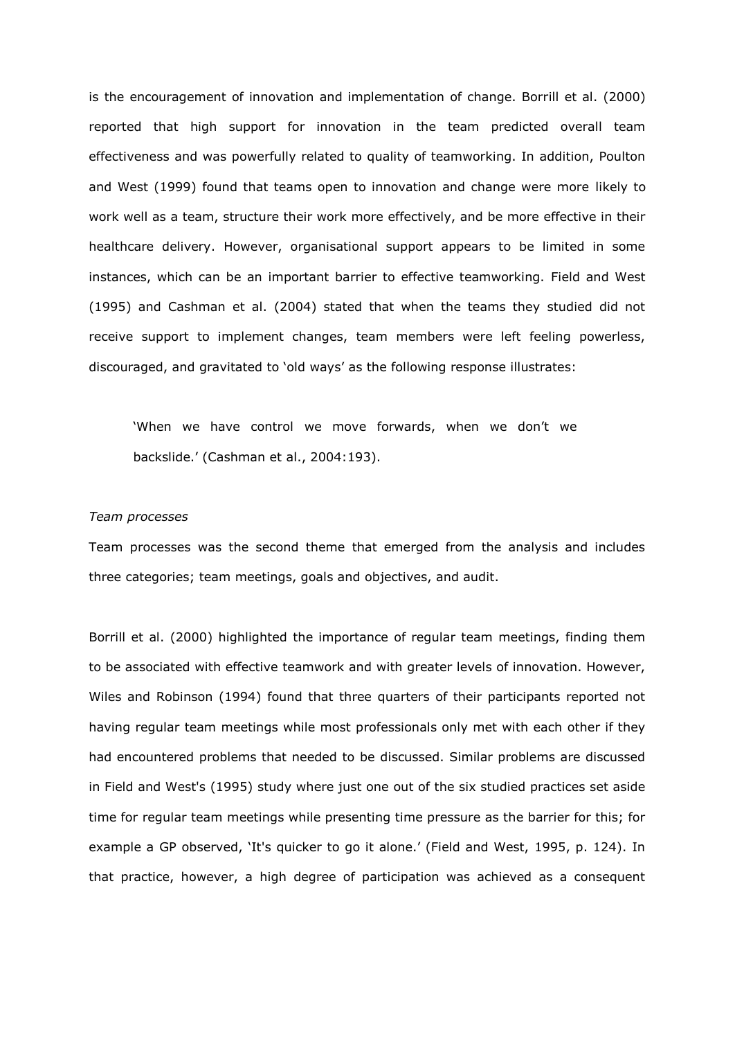is the encouragement of innovation and implementation of change. Borrill et al. (2000) reported that high support for innovation in the team predicted overall team effectiveness and was powerfully related to quality of teamworking. In addition, Poulton and West (1999) found that teams open to innovation and change were more likely to work well as a team, structure their work more effectively, and be more effective in their healthcare delivery. However, organisational support appears to be limited in some instances, which can be an important barrier to effective teamworking. Field and West (1995) and Cashman et al. (2004) stated that when the teams they studied did not receive support to implement changes, team members were left feeling powerless, discouraged, and gravitated to 'old ways' as the following response illustrates:

> 'When we have control we move forwards, when we don't we backslide.' (Cashman et al., 2004:193).

*Team processes*

Team processes was the second theme that emerged from the analysis and includes three categories; team meetings, goals and objectives, and audit.

Borrill et al. (2000) highlighted the importance of regular team meetings, finding them to be associated with effective teamwork and with greater levels of innovation. However, Wiles and Robinson (1994) found that three quarters of their participants reported not having regular team meetings while most professionals only met with each other if they had encountered problems that needed to be discussed. Similar problems are discussed in Field and West's (1995) study where just one out of the six studied practices set aside time for regular team meetings while presenting time pressure as the barrier for this; for example a GP observed, 'It's quicker to go it alone.' (Field and West, 1995, p. 124). In that practice, however, a high degree of participation was achieved as a consequent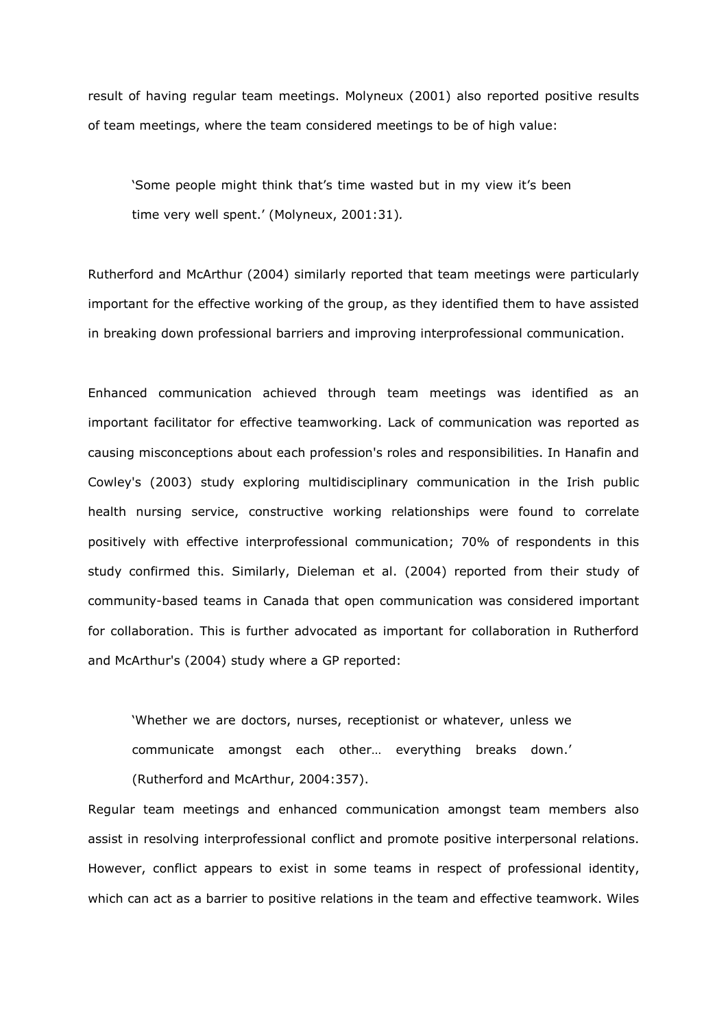result of having regular team meetings. Molyneux (2001) also reported positive results of team meetings, where the team considered meetings to be of high value:

> 'Some people might think that's time wasted but in my view it's been time very well spent.' (Molyneux, 2001:31).

Rutherford and McArthur (2004) similarly reported that team meetings were particularly important for the effective working of the group, as they identified them to have assisted in breaking down professional barriers and improving interprofessional communication.

Enhanced communication achieved through team meetings was identified as an important facilitator for effective teamworking. Lack of communication was reported as causing misconceptions about each profession's roles and responsibilities. In Hanafin and Cowley's (2003) study exploring multidisciplinary communication in the Irish public health nursing service, constructive working relationships were found to correlate positively with effective interprofessional communication; 70% of respondents in this study confirmed this. Similarly, Dieleman et al. (2004) reported from their study of community-based teams in Canada that open communication was considered important for collaboration. This is further advocated as important for collaboration in Rutherford and McArthur's (2004) study where a GP reported:

> 'Whether we are doctors, nurses, receptionist or whatever, unless we communicate amongst each other… everything breaks down.' (Rutherford and McArthur, 2004:357).

Regular team meetings and enhanced communication amongst team members also assist in resolving interprofessional conflict and promote positive interpersonal relations. However, conflict appears to exist in some teams in respect of professional identity, which can act as a barrier to positive relations in the team and effective teamwork. Wiles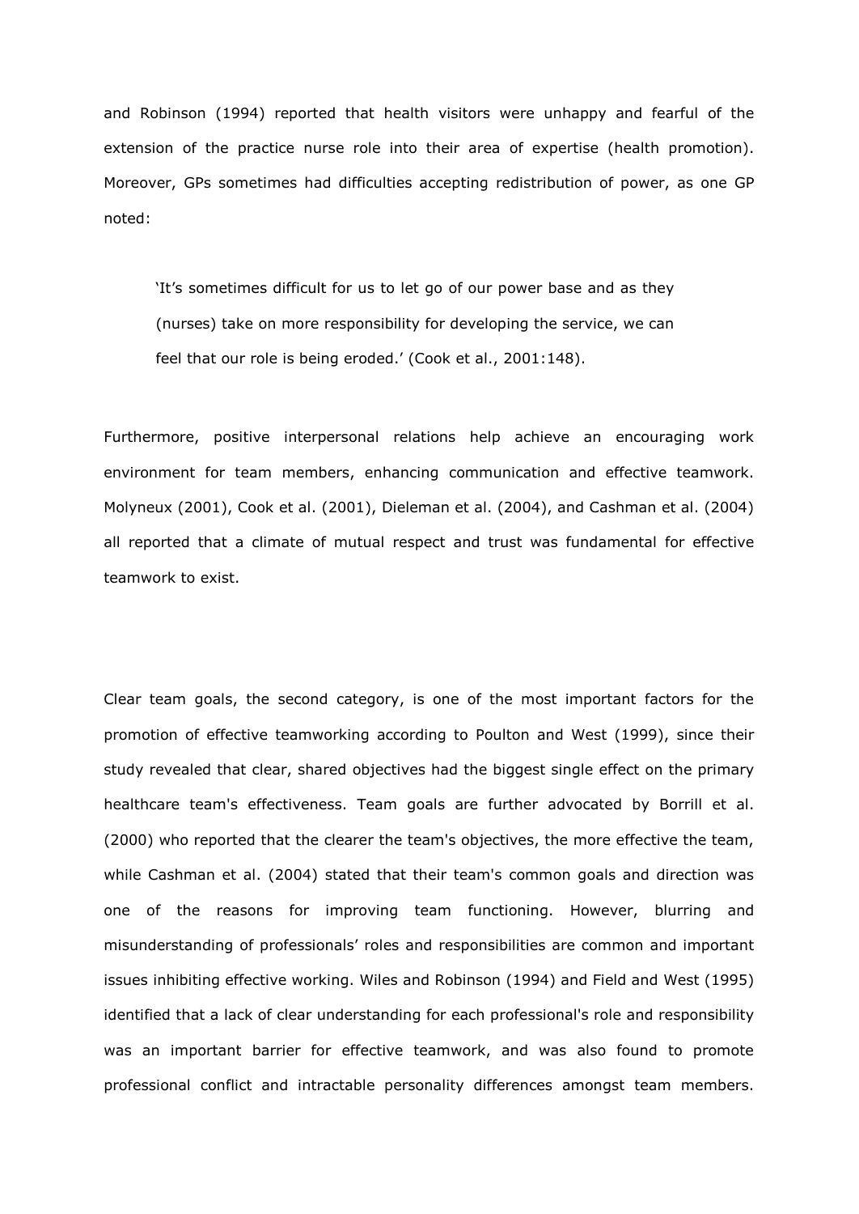and Robinson (1994) reported that health visitors were unhappy and fearful of the extension of the practice nurse role into their area of expertise (health promotion). Moreover, GPs sometimes had difficulties accepting redistribution of power, as one GP noted:

> 'It's sometimes difficult for us to let go of our power base and as they (nurses) take on more responsibility for developing the service, we can feel that our role is being eroded.' (Cook et al., 2001:148).

Furthermore, positive interpersonal relations help achieve an encouraging work environment for team members, enhancing communication and effective teamwork. Molyneux (2001), Cook et al. (2001), Dieleman et al. (2004), and Cashman et al. (2004) all reported that a climate of mutual respect and trust was fundamental for effective teamwork to exist.

Clear team goals, the second category, is one of the most important factors for the promotion of effective teamworking according to Poulton and West (1999), since their study revealed that clear, shared objectives had the biggest single effect on the primary healthcare team's effectiveness. Team goals are further advocated by Borrill et al. (2000) who reported that the clearer the team's objectives, the more effective the team, while Cashman et al. (2004) stated that their team's common goals and direction was one of the reasons for improving team functioning. However, blurring and misunderstanding of professionals' roles and responsibilities are common and important issues inhibiting effective working. Wiles and Robinson (1994) and Field and West (1995) identified that a lack of clear understanding for each professional's role and responsibility was an important barrier for effective teamwork, and was also found to promote professional conflict and intractable personality differences amongst team members.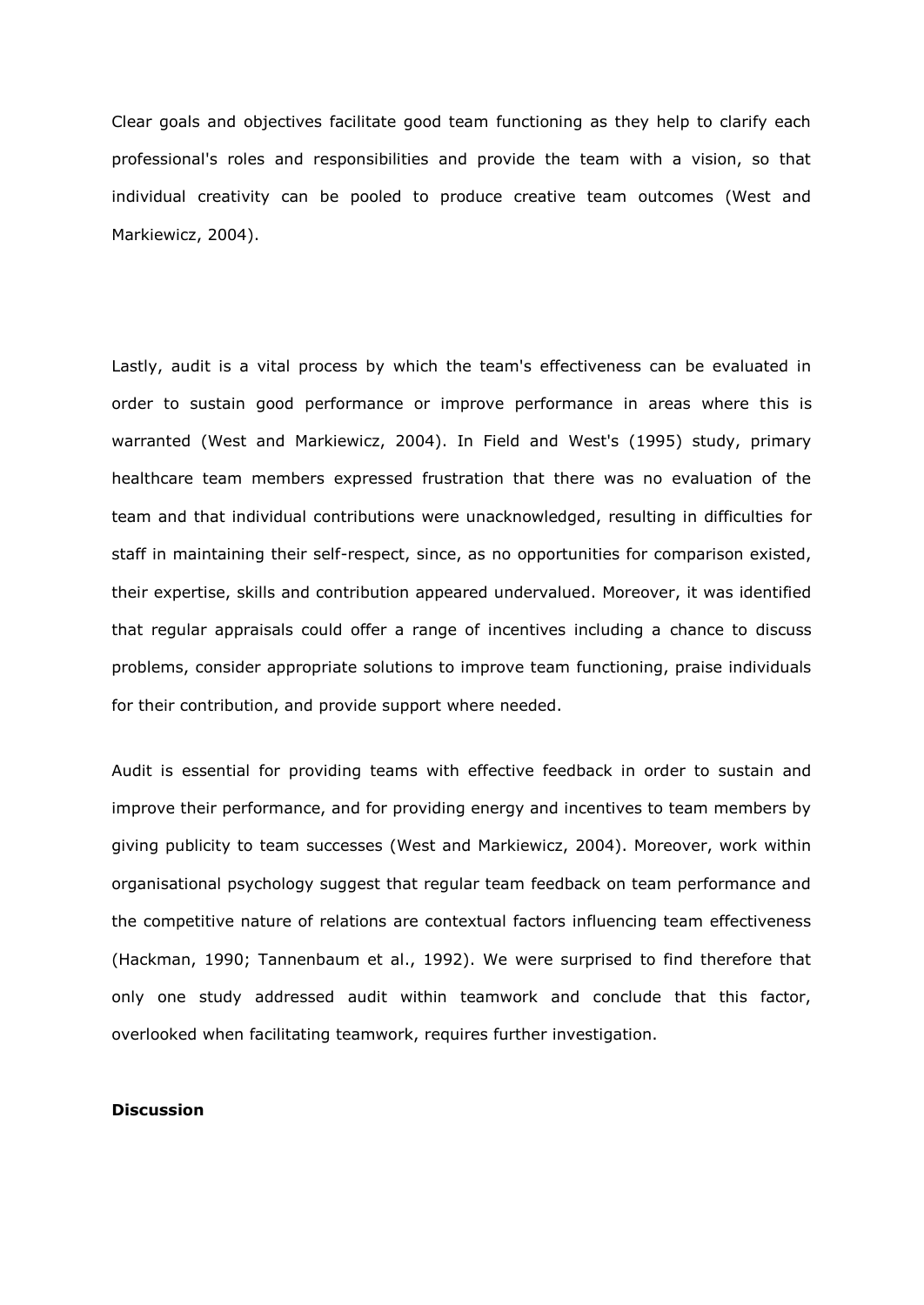Clear goals and objectives facilitate good team functioning as they help to clarify each professional's roles and responsibilities and provide the team with a vision, so that individual creativity can be pooled to produce creative team outcomes (West and Markiewicz, 2004).

Lastly, audit is a vital process by which the team's effectiveness can be evaluated in order to sustain good performance or improve performance in areas where this is warranted (West and Markiewicz, 2004). In Field and West's (1995) study, primary healthcare team members expressed frustration that there was no evaluation of the team and that individual contributions were unacknowledged, resulting in difficulties for staff in maintaining their self-respect, since, as no opportunities for comparison existed, their expertise, skills and contribution appeared undervalued. Moreover, it was identified that regular appraisals could offer a range of incentives including a chance to discuss problems, consider appropriate solutions to improve team functioning, praise individuals for their contribution, and provide support where needed.

Audit is essential for providing teams with effective feedback in order to sustain and improve their performance, and for providing energy and incentives to team members by giving publicity to team successes (West and Markiewicz, 2004). Moreover, work within organisational psychology suggest that regular team feedback on team performance and the competitive nature of relations are contextual factors influencing team effectiveness (Hackman, 1990; Tannenbaum et al., 1992). We were surprised to find therefore that only one study addressed audit within teamwork and conclude that this factor, overlooked when facilitating teamwork, requires further investigation.

**Discussion**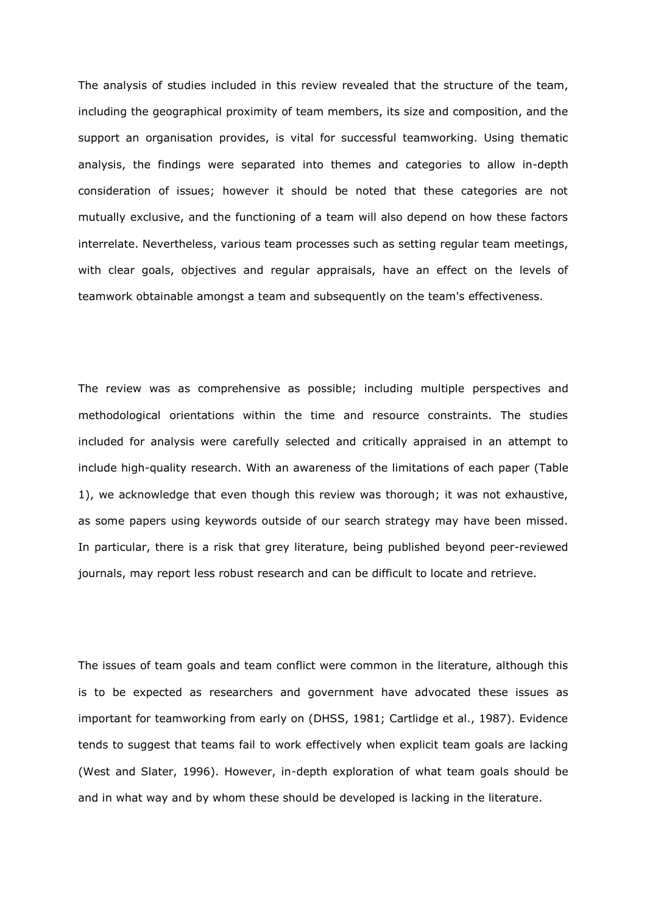The analysis of studies included in this review revealed that the structure of the team, including the geographical proximity of team members, its size and composition, and the support an organisation provides, is vital for successful teamworking. Using thematic analysis, the findings were separated into themes and categories to allow in-depth consideration of issues; however it should be noted that these categories are not mutually exclusive, and the functioning of a team will also depend on how these factors interrelate. Nevertheless, various team processes such as setting regular team meetings, with clear goals, objectives and regular appraisals, have an effect on the levels of teamwork obtainable amongst a team and subsequently on the team's effectiveness.

The review was as comprehensive as possible; including multiple perspectives and methodological orientations within the time and resource constraints. The studies included for analysis were carefully selected and critically appraised in an attempt to include high-quality research. With an awareness of the limitations of each paper (Table 1), we acknowledge that even though this review was thorough; it was not exhaustive, as some papers using keywords outside of our search strategy may have been missed. In particular, there is a risk that grey literature, being published beyond peer-reviewed journals, may report less robust research and can be difficult to locate and retrieve.

The issues of team goals and team conflict were common in the literature, although this is to be expected as researchers and government have advocated these issues as important for teamworking from early on (DHSS, 1981; Cartlidge et al., 1987). Evidence tends to suggest that teams fail to work effectively when explicit team goals are lacking (West and Slater, 1996). However, in-depth exploration of what team goals should be and in what way and by whom these should be developed is lacking in the literature.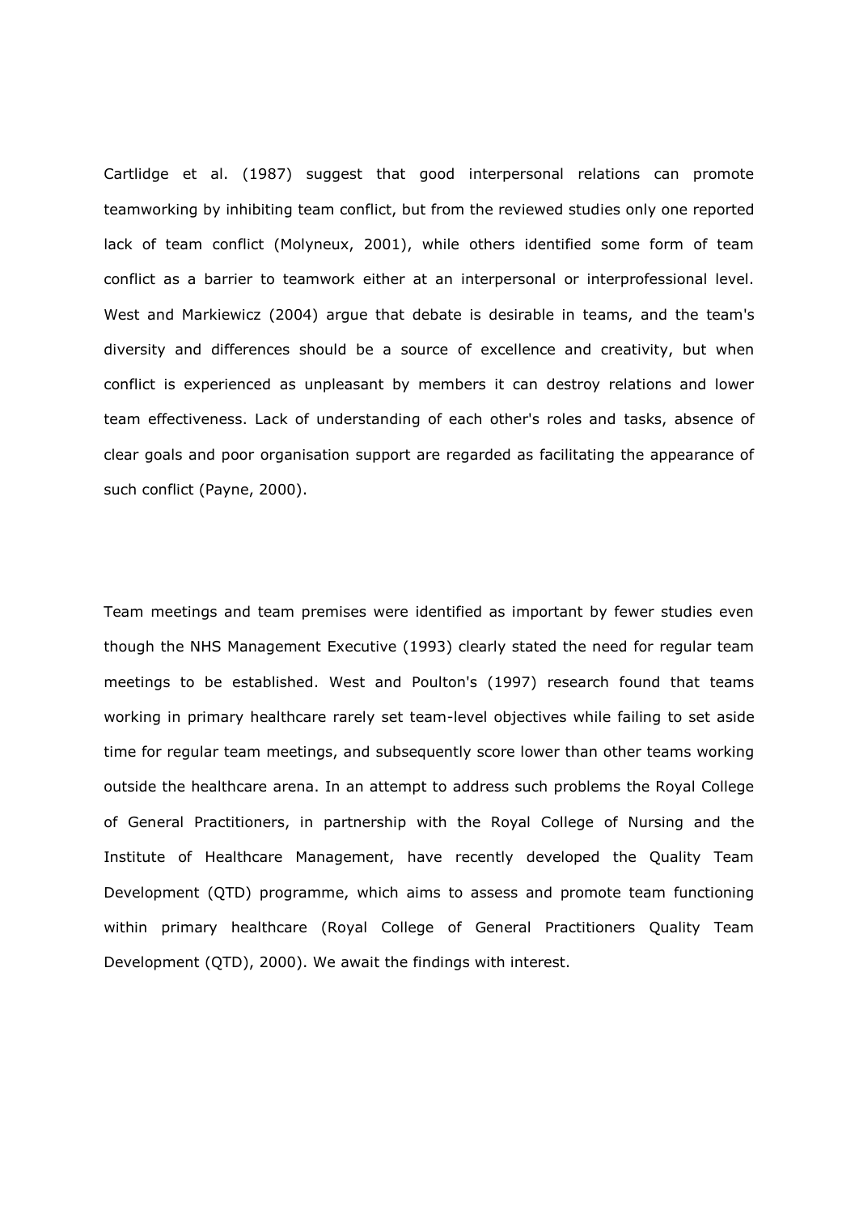Cartlidge et al. (1987) suggest that good interpersonal relations can promote teamworking by inhibiting team conflict, but from the reviewed studies only one reported lack of team conflict (Molyneux, 2001), while others identified some form of team conflict as a barrier to teamwork either at an interpersonal or interprofessional level. West and Markiewicz (2004) argue that debate is desirable in teams, and the team's diversity and differences should be a source of excellence and creativity, but when conflict is experienced as unpleasant by members it can destroy relations and lower team effectiveness. Lack of understanding of each other's roles and tasks, absence of clear goals and poor organisation support are regarded as facilitating the appearance of such conflict (Payne, 2000).

Team meetings and team premises were identified as important by fewer studies even though the NHS Management Executive (1993) clearly stated the need for regular team meetings to be established. West and Poulton's (1997) research found that teams working in primary healthcare rarely set team-level objectives while failing to set aside time for regular team meetings, and subsequently score lower than other teams working outside the healthcare arena. In an attempt to address such problems the Royal College of General Practitioners, in partnership with the Royal College of Nursing and the Institute of Healthcare Management, have recently developed the Quality Team Development (QTD) programme, which aims to assess and promote team functioning within primary healthcare (Royal College of General Practitioners Quality Team Development (QTD), 2000). We await the findings with interest.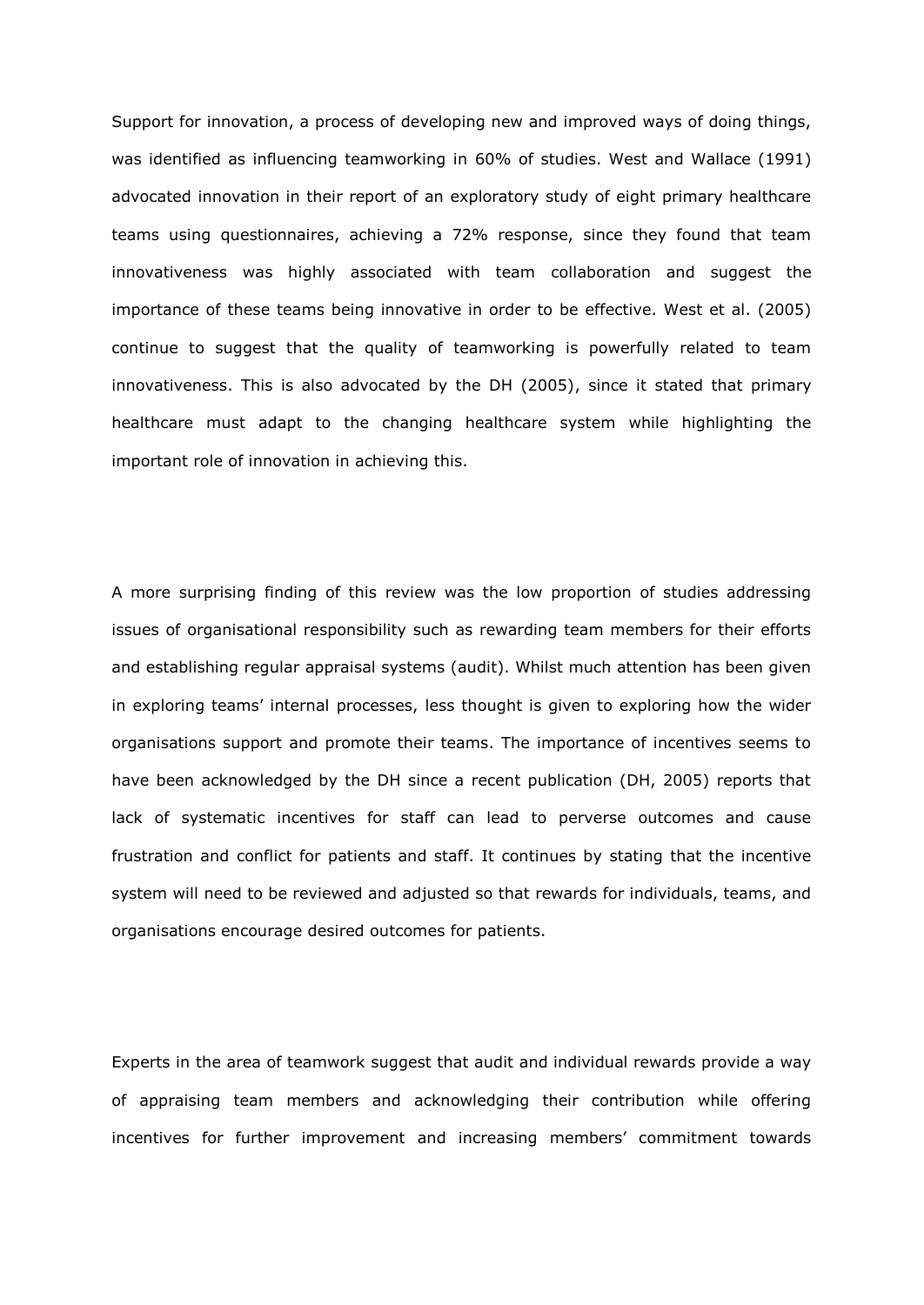Support for innovation, a process of developing new and improved ways of doing things, was identified as influencing teamworking in 60% of studies. West and Wallace (1991) advocated innovation in their report of an exploratory study of eight primary healthcare teams using questionnaires, achieving a 72% response, since they found that team innovativeness was highly associated with team collaboration and suggest the importance of these teams being innovative in order to be effective. West et al. (2005) continue to suggest that the quality of teamworking is powerfully related to team innovativeness. This is also advocated by the DH (2005), since it stated that primary healthcare must adapt to the changing healthcare system while highlighting the important role of innovation in achieving this.

A more surprising finding of this review was the low proportion of studies addressing issues of organisational responsibility such as rewarding team members for their efforts and establishing regular appraisal systems (audit). Whilst much attention has been given in exploring teams' internal processes, less thought is given to exploring how the wider organisations support and promote their teams. The importance of incentives seems to have been acknowledged by the DH since a recent publication (DH, 2005) reports that lack of systematic incentives for staff can lead to perverse outcomes and cause frustration and conflict for patients and staff. It continues by stating that the incentive system will need to be reviewed and adjusted so that rewards for individuals, teams, and organisations encourage desired outcomes for patients.

Experts in the area of teamwork suggest that audit and individual rewards provide a way of appraising team members and acknowledging their contribution while offering incentives for further improvement and increasing members' commitment towards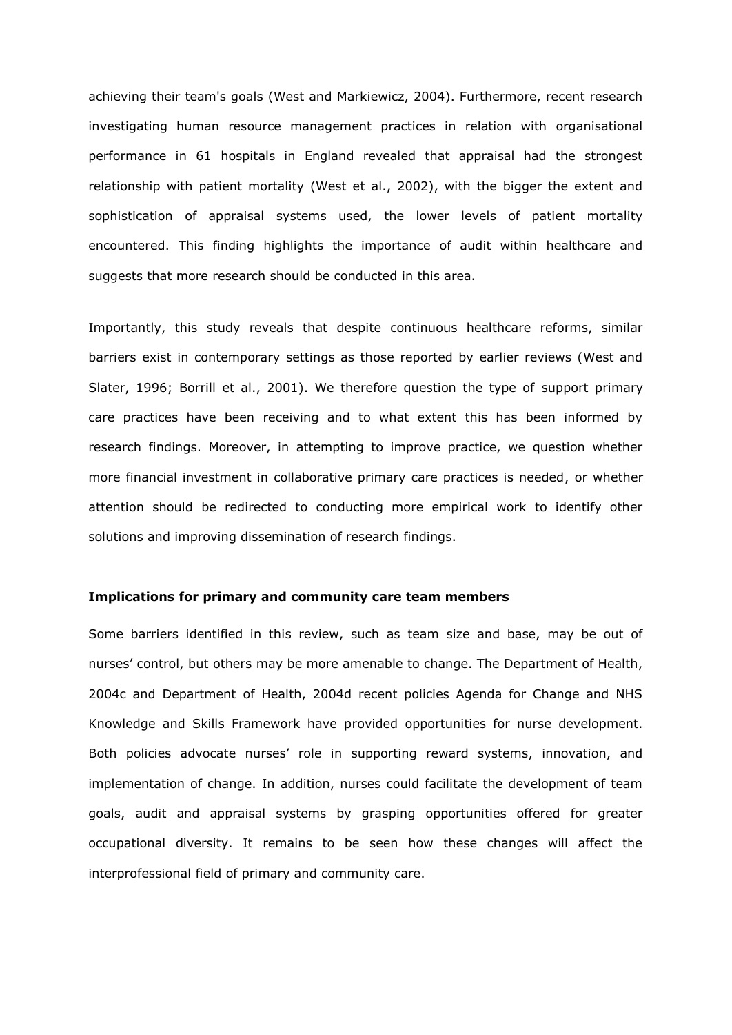achieving their team's goals (West and Markiewicz, 2004). Furthermore, recent research investigating human resource management practices in relation with organisational performance in 61 hospitals in England revealed that appraisal had the strongest relationship with patient mortality (West et al., 2002), with the bigger the extent and sophistication of appraisal systems used, the lower levels of patient mortality encountered. This finding highlights the importance of audit within healthcare and suggests that more research should be conducted in this area.

Importantly, this study reveals that despite continuous healthcare reforms, similar barriers exist in contemporary settings as those reported by earlier reviews (West and Slater, 1996; Borrill et al., 2001). We therefore question the type of support primary care practices have been receiving and to what extent this has been informed by research findings. Moreover, in attempting to improve practice, we question whether more financial investment in collaborative primary care practices is needed, or whether attention should be redirected to conducting more empirical work to identify other solutions and improving dissemination of research findings.

**Implications for primary and community care team members**

Some barriers identified in this review, such as team size and base, may be out of nurses' control, but others may be more amenable to change. The Department of Health, 2004c and Department of Health, 2004d recent policies Agenda for Change and NHS Knowledge and Skills Framework have provided opportunities for nurse development. Both policies advocate nurses' role in supporting reward systems, innovation, and implementation of change. In addition, nurses could facilitate the development of team goals, audit and appraisal systems by grasping opportunities offered for greater occupational diversity. It remains to be seen how these changes will affect the interprofessional field of primary and community care.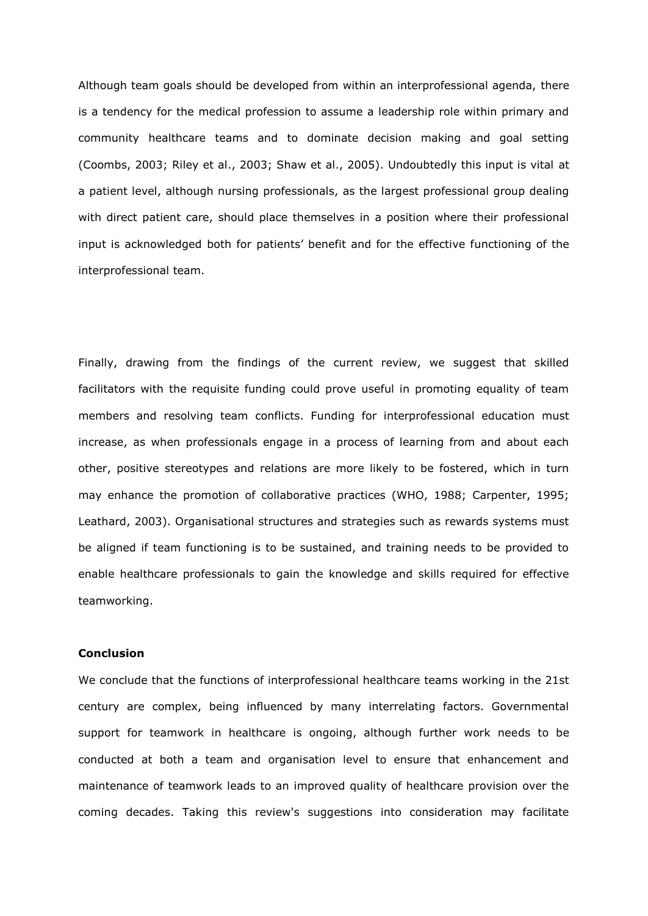Although team goals should be developed from within an interprofessional agenda, there is a tendency for the medical profession to assume a leadership role within primary and community healthcare teams and to dominate decision making and goal setting (Coombs, 2003; Riley et al., 2003; Shaw et al., 2005). Undoubtedly this input is vital at a patient level, although nursing professionals, as the largest professional group dealing with direct patient care, should place themselves in a position where their professional input is acknowledged both for patients' benefit and for the effective functioning of the interprofessional team.

Finally, drawing from the findings of the current review, we suggest that skilled facilitators with the requisite funding could prove useful in promoting equality of team members and resolving team conflicts. Funding for interprofessional education must increase, as when professionals engage in a process of learning from and about each other, positive stereotypes and relations are more likely to be fostered, which in turn may enhance the promotion of collaborative practices (WHO, 1988; Carpenter, 1995; Leathard, 2003). Organisational structures and strategies such as rewards systems must be aligned if team functioning is to be sustained, and training needs to be provided to enable healthcare professionals to gain the knowledge and skills required for effective teamworking.

**Conclusion**

We conclude that the functions of interprofessional healthcare teams working in the 21st century are complex, being influenced by many interrelating factors. Governmental support for teamwork in healthcare is ongoing, although further work needs to be conducted at both a team and organisation level to ensure that enhancement and maintenance of teamwork leads to an improved quality of healthcare provision over the coming decades. Taking this review's suggestions into consideration may facilitate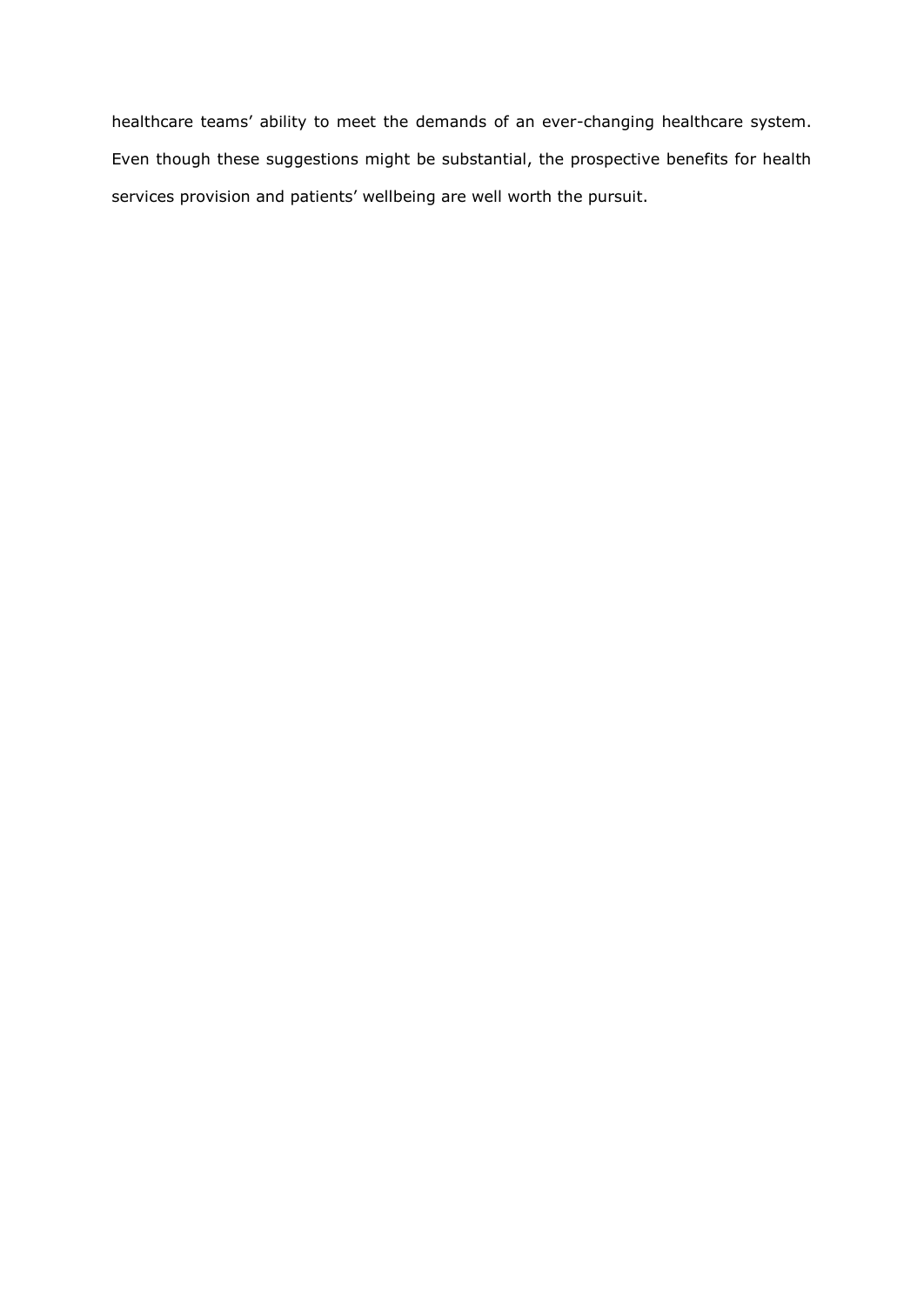healthcare teams' ability to meet the demands of an ever-changing healthcare system. Even though these suggestions might be substantial, the prospective benefits for health services provision and patients' wellbeing are well worth the pursuit.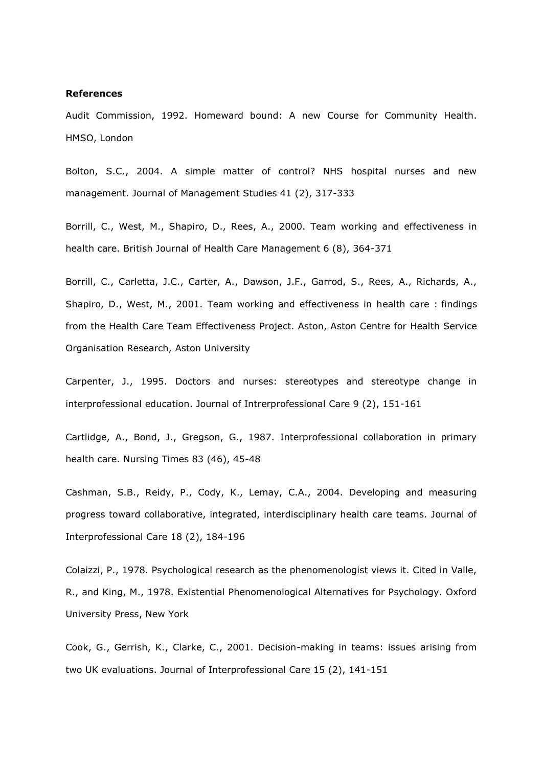**References**

Audit Commission, 1992. Homeward bound: A new Course for Community Health. HMSO, London

Bolton, S.C., 2004. A simple matter of control? NHS hospital nurses and new management. Journal of Management Studies 41 (2), 317-333

Borrill, C., West, M., Shapiro, D., Rees, A., 2000. Team working and effectiveness in health care. British Journal of Health Care Management 6 (8), 364-371

Borrill, C., Carletta, J.C., Carter, A., Dawson, J.F., Garrod, S., Rees, A., Richards, A., Shapiro, D., West, M., 2001. Team working and effectiveness in health care : findings from the Health Care Team Effectiveness Project. Aston, Aston Centre for Health Service Organisation Research, Aston University

Carpenter, J., 1995. Doctors and nurses: stereotypes and stereotype change in interprofessional education. Journal of Intrerprofessional Care 9 (2), 151-161

Cartlidge, A., Bond, J., Gregson, G., 1987. Interprofessional collaboration in primary health care. Nursing Times 83 (46), 45-48

Cashman, S.B., Reidy, P., Cody, K., Lemay, C.A., 2004. Developing and measuring progress toward collaborative, integrated, interdisciplinary health care teams. Journal of Interprofessional Care 18 (2), 184-196

Colaizzi, P., 1978. Psychological research as the phenomenologist views it. Cited in Valle, R., and King, M., 1978. Existential Phenomenological Alternatives for Psychology. Oxford University Press, New York

Cook, G., Gerrish, K., Clarke, C., 2001. Decision-making in teams: issues arising from two UK evaluations. Journal of Interprofessional Care 15 (2), 141-151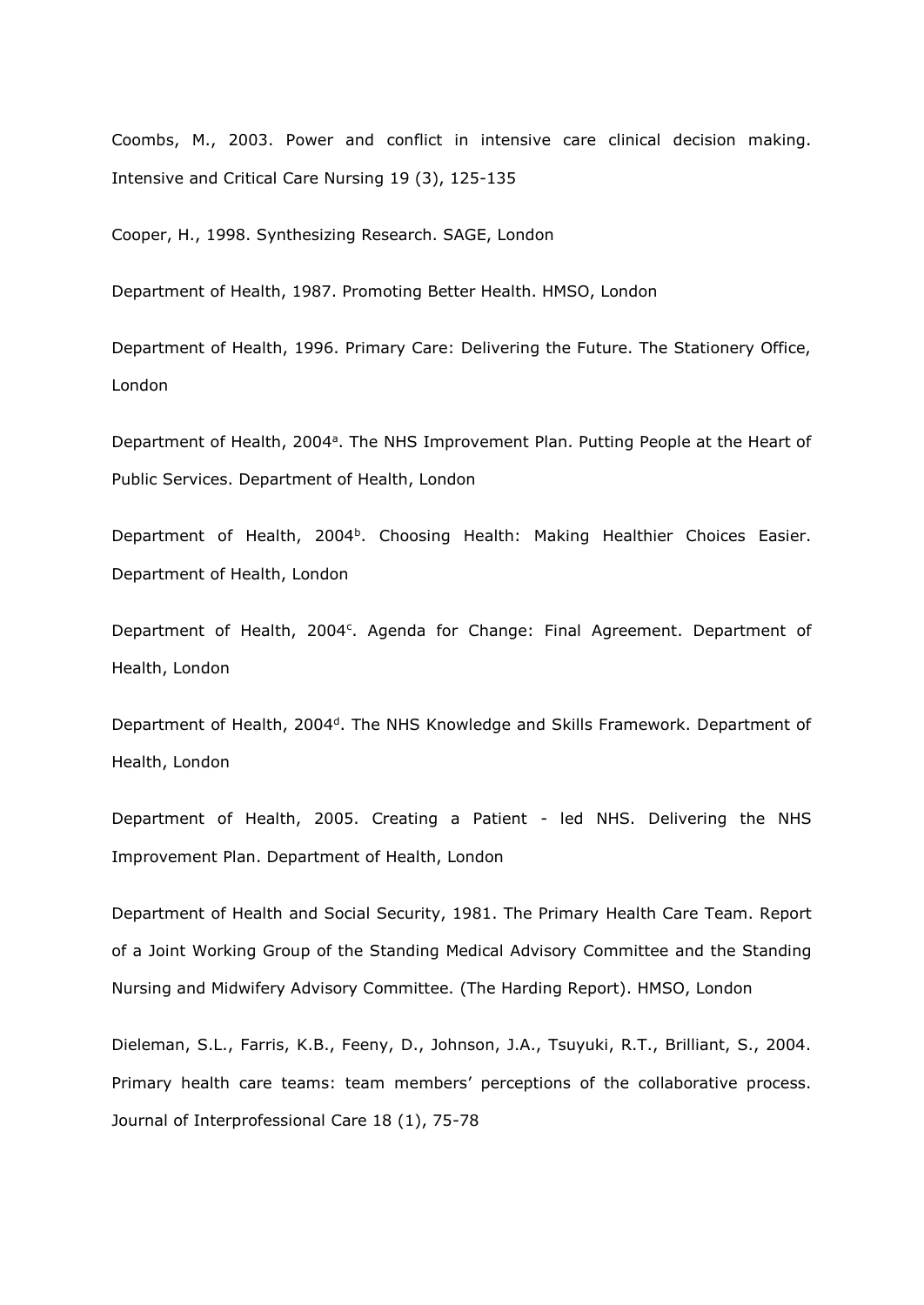Coombs, M., 2003. Power and conflict in intensive care clinical decision making. Intensive and Critical Care Nursing 19 (3), 125-135

Cooper, H., 1998. Synthesizing Research. SAGE, London

Department of Health, 1987. Promoting Better Health. HMSO, London

Department of Health, 1996. Primary Care: Delivering the Future. The Stationery Office, London

Department of Health, 2004[a]. The NHS Improvement Plan. Putting People at the Heart of Public Services. Department of Health, London

Department of Health, 2004[b]. Choosing Health: Making Healthier Choices Easier. Department of Health, London

Department of Health, 2004[c]. Agenda for Change: Final Agreement. Department of Health, London

Department of Health, 2004[d]. The NHS Knowledge and Skills Framework. Department of Health, London

Department of Health, 2005. Creating a Patient - led NHS. Delivering the NHS Improvement Plan. Department of Health, London

Department of Health and Social Security, 1981. The Primary Health Care Team. Report of a Joint Working Group of the Standing Medical Advisory Committee and the Standing Nursing and Midwifery Advisory Committee. (The Harding Report). HMSO, London

Dieleman, S.L., Farris, K.B., Feeny, D., Johnson, J.A., Tsuyuki, R.T., Brilliant, S., 2004. Primary health care teams: team members' perceptions of the collaborative process. Journal of Interprofessional Care 18 (1), 75-78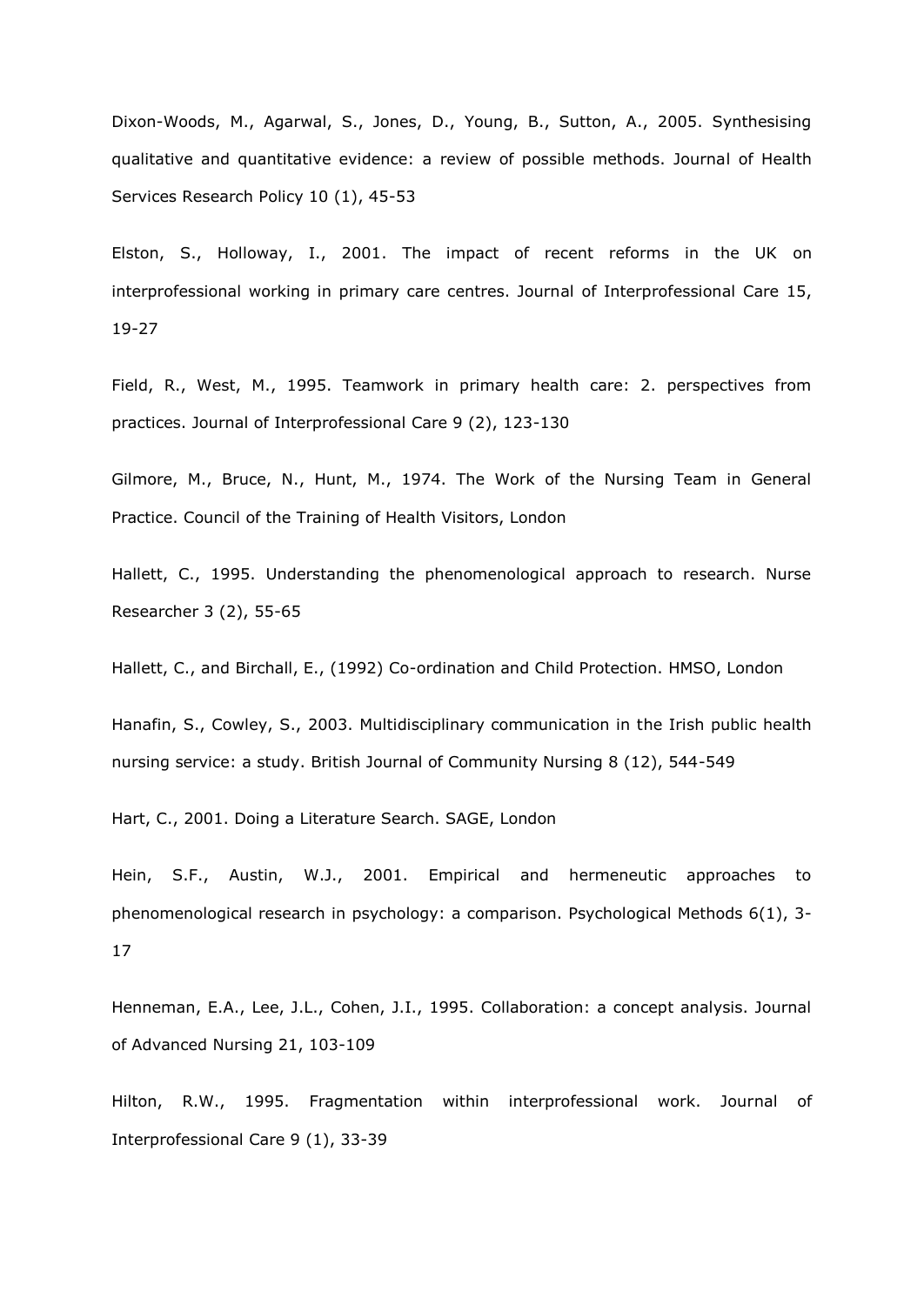Dixon-Woods, M., Agarwal, S., Jones, D., Young, B., Sutton, A., 2005. Synthesising qualitative and quantitative evidence: a review of possible methods. Journal of Health Services Research Policy 10 (1), 45-53

Elston, S., Holloway, I., 2001. The impact of recent reforms in the UK on interprofessional working in primary care centres. Journal of Interprofessional Care 15, 19-27

Field, R., West, M., 1995. Teamwork in primary health care: 2. perspectives from practices. Journal of Interprofessional Care 9 (2), 123-130

Gilmore, M., Bruce, N., Hunt, M., 1974. The Work of the Nursing Team in General Practice. Council of the Training of Health Visitors, London

Hallett, C., 1995. Understanding the phenomenological approach to research. Nurse Researcher 3 (2), 55-65

Hallett, C., and Birchall, E., (1992) Co-ordination and Child Protection. HMSO, London

Hanafin, S., Cowley, S., 2003. Multidisciplinary communication in the Irish public health nursing service: a study. British Journal of Community Nursing 8 (12), 544-549

Hart, C., 2001. Doing a Literature Search. SAGE, London

Hein, S.F., Austin, W.J., 2001. Empirical and hermeneutic approaches to phenomenological research in psychology: a comparison. Psychological Methods 6(1), 3-17

Henneman, E.A., Lee, J.L., Cohen, J.I., 1995. Collaboration: a concept analysis. Journal of Advanced Nursing 21, 103-109

Hilton, R.W., 1995. Fragmentation within interprofessional work. Journal of Interprofessional Care 9 (1), 33-39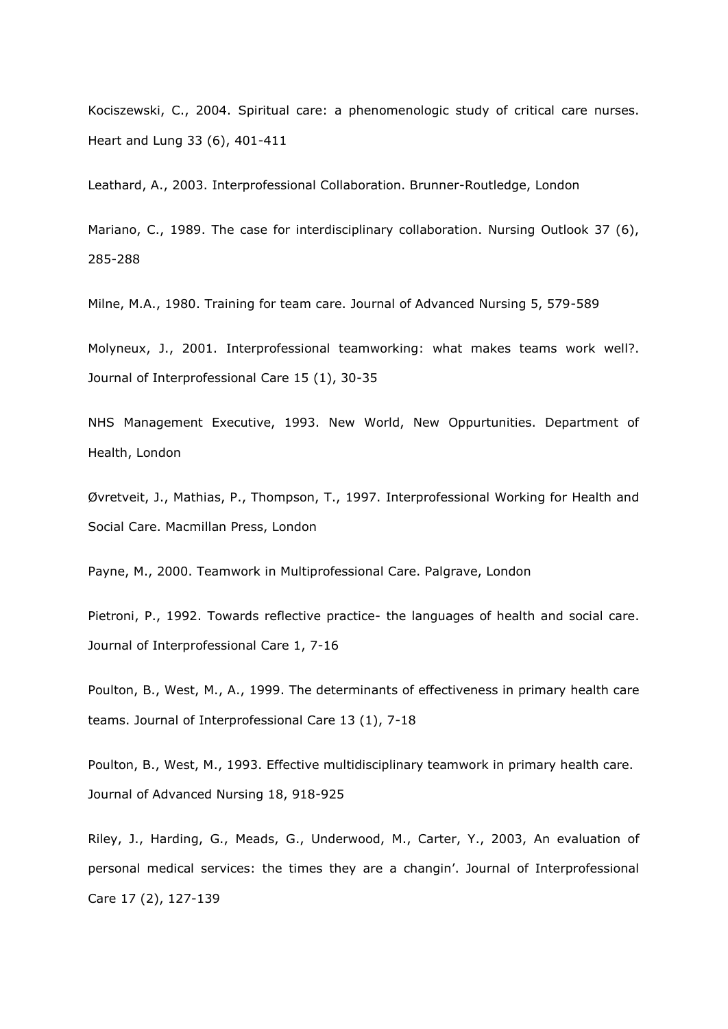Kociszewski, C., 2004. Spiritual care: a phenomenologic study of critical care nurses. Heart and Lung 33 (6), 401-411

Leathard, A., 2003. Interprofessional Collaboration. Brunner-Routledge, London

Mariano, C., 1989. The case for interdisciplinary collaboration. Nursing Outlook 37 (6), 285-288

Milne, M.A., 1980. Training for team care. Journal of Advanced Nursing 5, 579-589

Molyneux, J., 2001. Interprofessional teamworking: what makes teams work well?. Journal of Interprofessional Care 15 (1), 30-35

NHS Management Executive, 1993. New World, New Oppurtunities. Department of Health, London

Øvretveit, J., Mathias, P., Thompson, T., 1997. Interprofessional Working for Health and Social Care. Macmillan Press, London

Payne, M., 2000. Teamwork in Multiprofessional Care. Palgrave, London

Pietroni, P., 1992. Towards reflective practice- the languages of health and social care. Journal of Interprofessional Care 1, 7-16

Poulton, B., West, M., A., 1999. The determinants of effectiveness in primary health care teams. Journal of Interprofessional Care 13 (1), 7-18

Poulton, B., West, M., 1993. Effective multidisciplinary teamwork in primary health care. Journal of Advanced Nursing 18, 918-925

Riley, J., Harding, G., Meads, G., Underwood, M., Carter, Y., 2003, An evaluation of personal medical services: the times they are a changin'. Journal of Interprofessional Care 17 (2), 127-139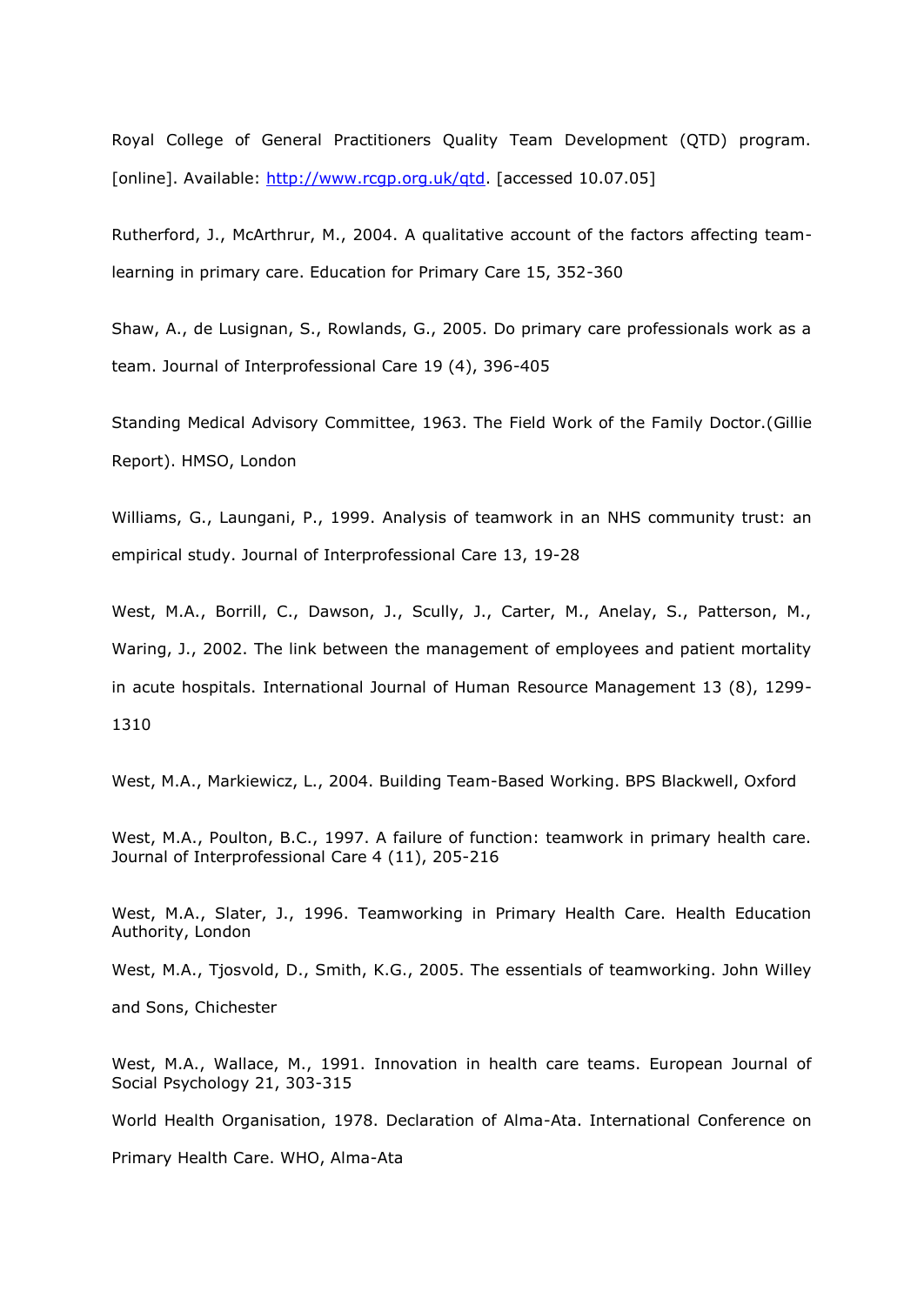Royal College of General Practitioners Quality Team Development (QTD) program. [online]. Available: http://www.rcgp.org.uk/qtd. [accessed 10.07.05]

Rutherford, J., McArthrur, M., 2004. A qualitative account of the factors affecting team-learning in primary care. Education for Primary Care 15, 352-360

Shaw, A., de Lusignan, S., Rowlands, G., 2005. Do primary care professionals work as a team. Journal of Interprofessional Care 19 (4), 396-405

Standing Medical Advisory Committee, 1963. The Field Work of the Family Doctor.(Gillie Report). HMSO, London

Williams, G., Laungani, P., 1999. Analysis of teamwork in an NHS community trust: an empirical study. Journal of Interprofessional Care 13, 19-28

West, M.A., Borrill, C., Dawson, J., Scully, J., Carter, M., Anelay, S., Patterson, M., Waring, J., 2002. The link between the management of employees and patient mortality in acute hospitals. International Journal of Human Resource Management 13 (8), 1299-1310

West, M.A., Markiewicz, L., 2004. Building Team-Based Working. BPS Blackwell, Oxford

West, M.A., Poulton, B.C., 1997. A failure of function: teamwork in primary health care. Journal of Interprofessional Care 4 (11), 205-216

West, M.A., Slater, J., 1996. Teamworking in Primary Health Care. Health Education Authority, London

West, M.A., Tjosvold, D., Smith, K.G., 2005. The essentials of teamworking. John Willey and Sons, Chichester

West, M.A., Wallace, M., 1991. Innovation in health care teams. European Journal of Social Psychology 21, 303-315

World Health Organisation, 1978. Declaration of Alma-Ata. International Conference on Primary Health Care. WHO, Alma-Ata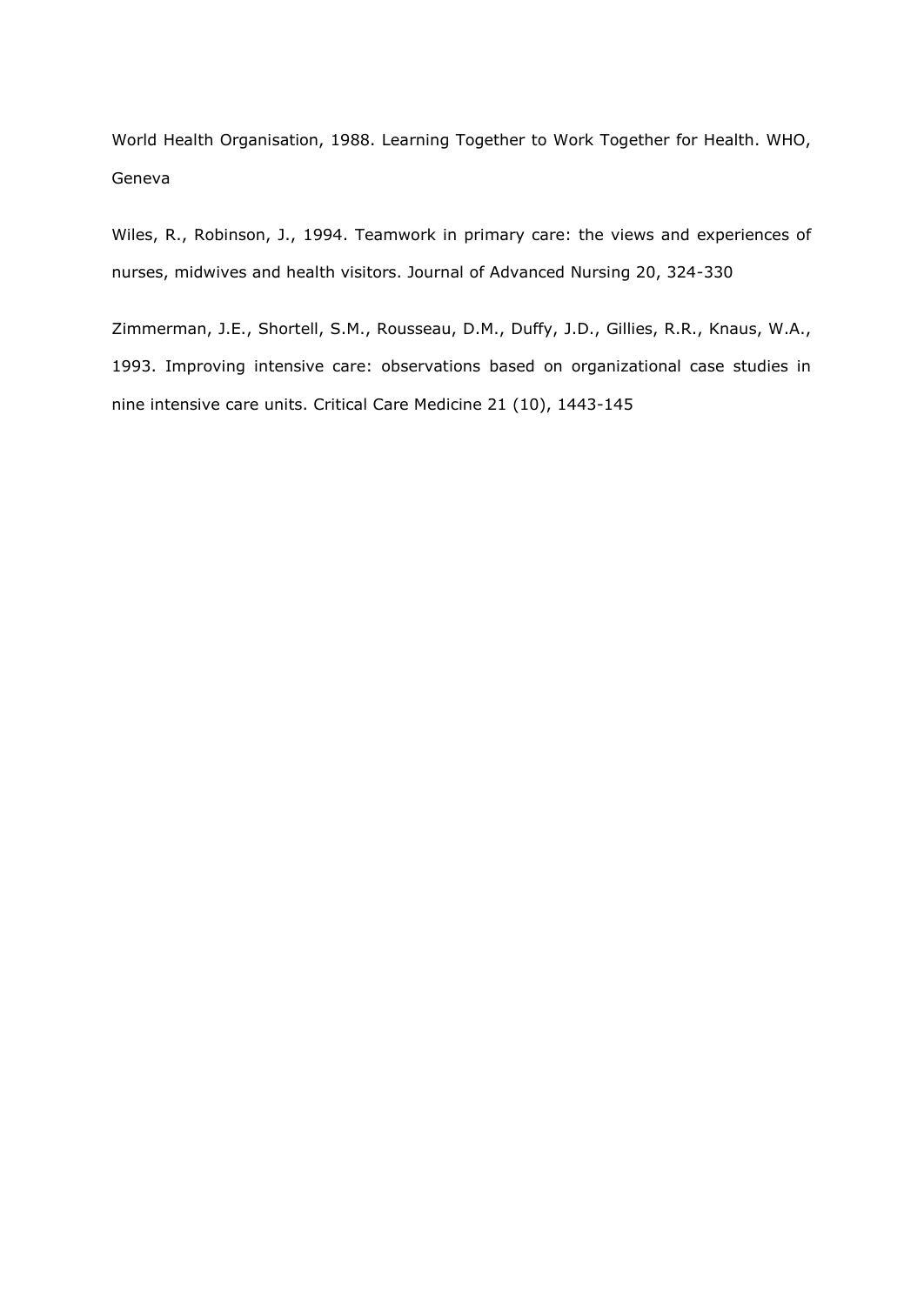World Health Organisation, 1988. Learning Together to Work Together for Health. WHO, Geneva

Wiles, R., Robinson, J., 1994. Teamwork in primary care: the views and experiences of nurses, midwives and health visitors. Journal of Advanced Nursing 20, 324-330

Zimmerman, J.E., Shortell, S.M., Rousseau, D.M., Duffy, J.D., Gillies, R.R., Knaus, W.A., 1993. Improving intensive care: observations based on organizational case studies in nine intensive care units. Critical Care Medicine 21 (10), 1443-145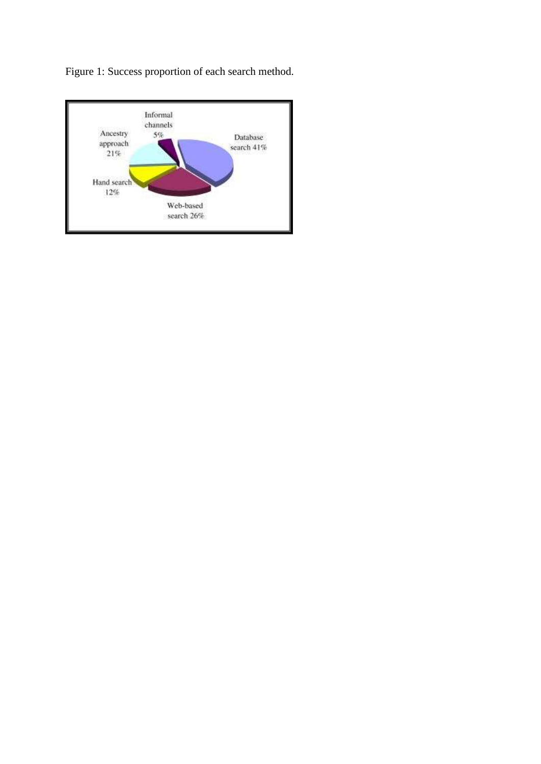Figure 1: Success proportion of each search method.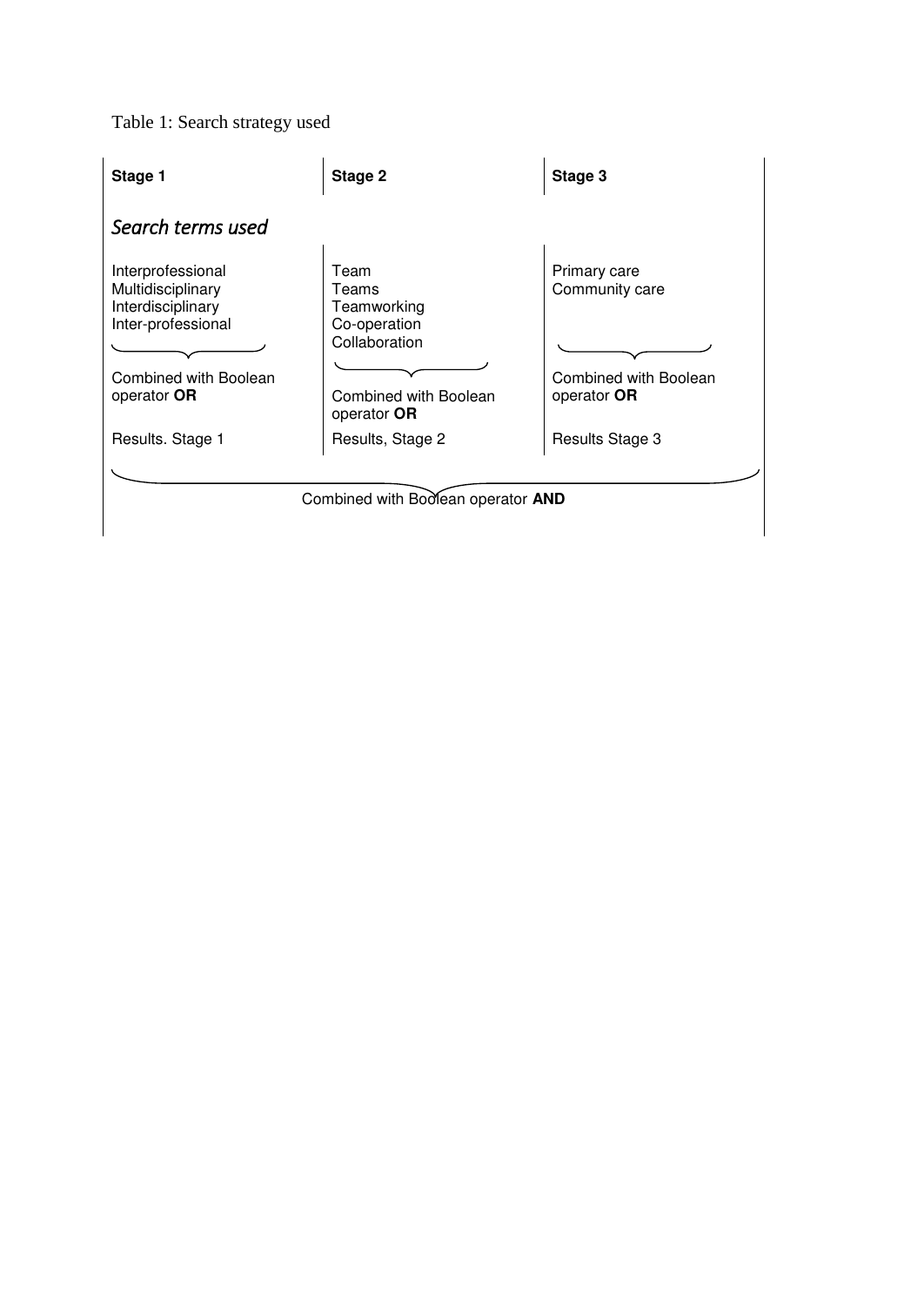Table 1: Search strategy used

| Stage 1 | Stage 2 | Stage 3 |
|---|---|---|
| *Search terms used* | | |
| Interprofessional<br>Multidisciplinary<br>Interdisciplinary<br>Inter-professional | Team<br>Teams<br>Teamworking<br>Co-operation<br>Collaboration | Primary care<br>Community care |
| Combined with Boolean operator **OR** | Combined with Boolean operator **OR** | Combined with Boolean operator **OR** |
| Results. Stage 1 | Results, Stage 2 | Results Stage 3 |
| Combined with Boolean operator **AND** | | |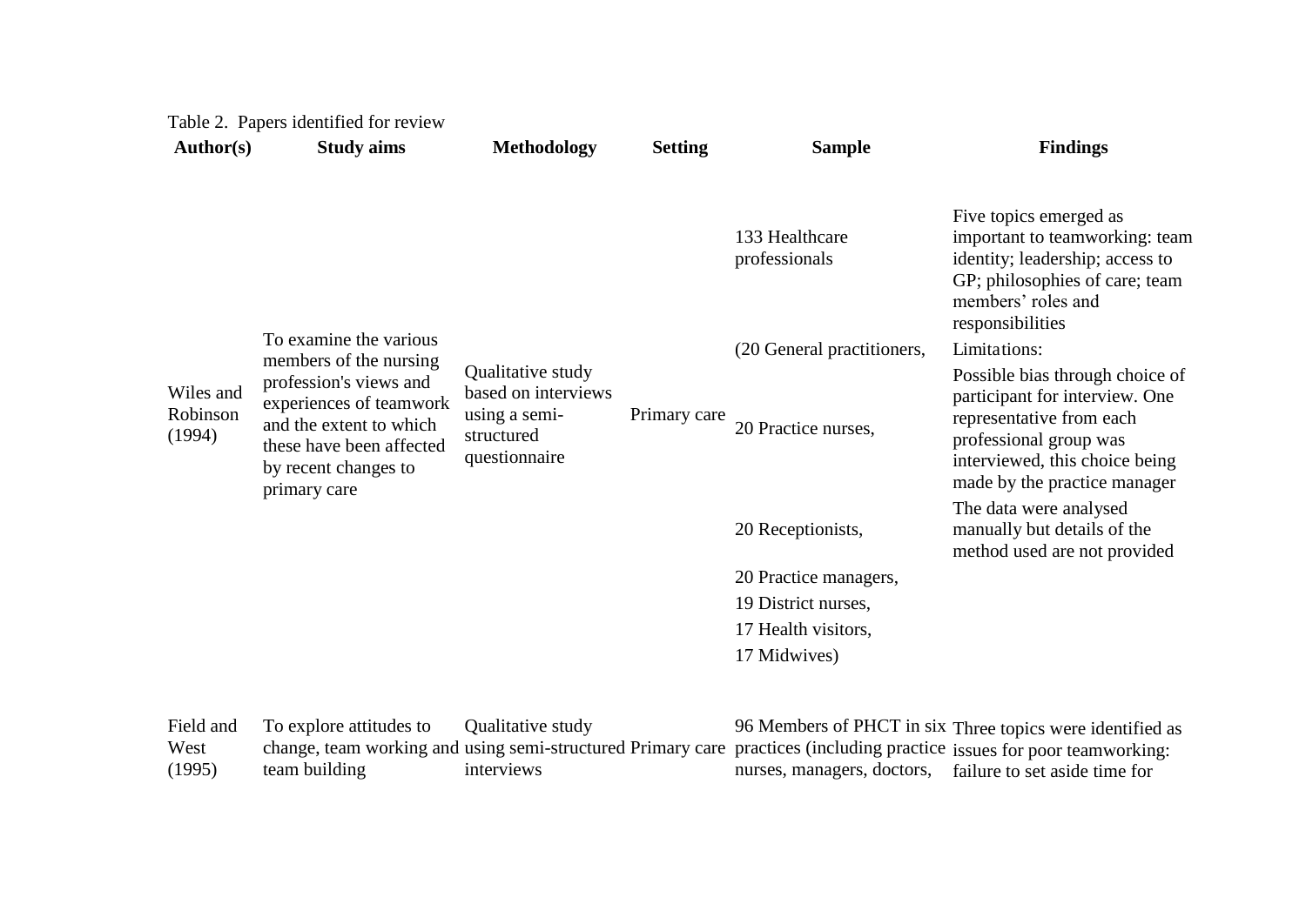Table 2. Papers identified for review

| Author(s) | Study aims | Methodology | Setting | Sample | Findings |
|---|---|---|---|---|---|
| Wiles and Robinson (1994) | To examine the various members of the nursing profession's views and experiences of teamwork and the extent to which these have been affected by recent changes to primary care | Qualitative study based on interviews using a semi-structured questionnaire | Primary care | 133 Healthcare professionals<br>(20 General practitioners,<br>20 Practice nurses,<br>20 Receptionists,<br>20 Practice managers,<br>19 District nurses,<br>17 Health visitors,<br>17 Midwives) | Five topics emerged as important to teamworking: team identity; leadership; access to GP; philosophies of care; team members' roles and responsibilities<br>Limitations:<br>Possible bias through choice of participant for interview. One representative from each professional group was interviewed, this choice being made by the practice manager<br>The data were analysed manually but details of the method used are not provided |
| Field and West (1995) | To explore attitudes to change, team working and team building | Qualitative study using semi-structured interviews | Primary care | 96 Members of PHCT in six practices (including practice nurses, managers, doctors, | Three topics were identified as issues for poor teamworking: failure to set aside time for |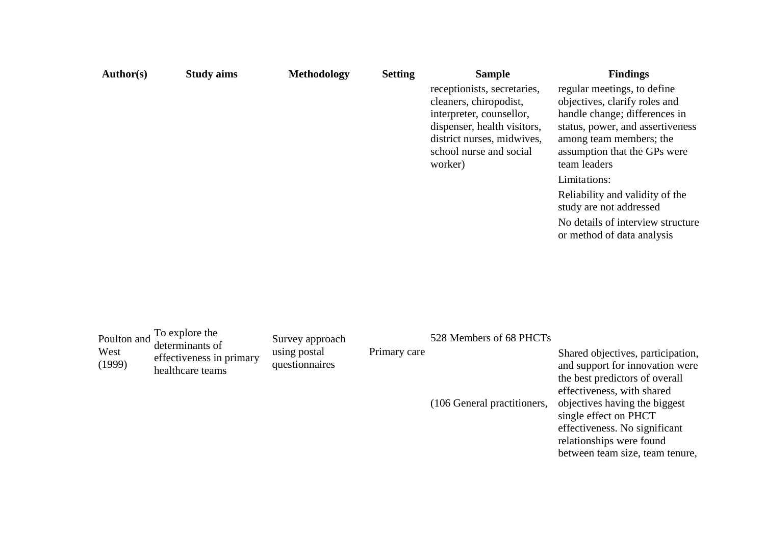| Author(s) | Study aims | Methodology | Setting | Sample | Findings |
|---|---|---|---|---|---|
| | | | | receptionists, secretaries, cleaners, chiropodist, interpreter, counsellor, dispenser, health visitors, district nurses, midwives, school nurse and social worker) | regular meetings, to define objectives, clarify roles and handle change; differences in status, power, and assertiveness among team members; the assumption that the GPs were team leaders<br><br>Limitations:<br><br>Reliability and validity of the study are not addressed<br><br>No details of interview structure or method of data analysis |
| Poulton and West (1999) | To explore the determinants of effectiveness in primary healthcare teams | Survey approach using postal questionnaires | Primary care | 528 Members of 68 PHCTs<br><br>(106 General practitioners, | Shared objectives, participation, and support for innovation were the best predictors of overall effectiveness, with shared objectives having the biggest single effect on PHCT effectiveness. No significant relationships were found between team size, team tenure, |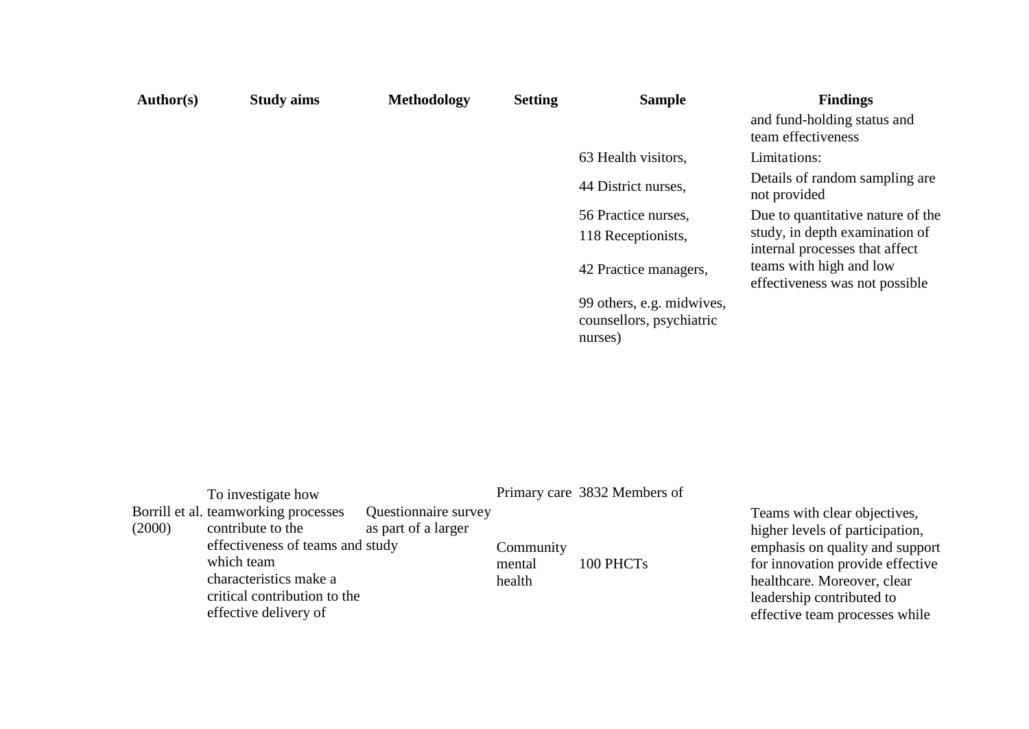| Author(s) | Study aims | Methodology | Setting | Sample | Findings |
|---|---|---|---|---|---|
| | | | | 63 Health visitors, 44 District nurses, 56 Practice nurses, 118 Receptionists, 42 Practice managers, 99 others, e.g. midwives, counsellors, psychiatric nurses) | and fund-holding status and team effectiveness<br>Limitations:<br>Details of random sampling are not provided<br>Due to quantitative nature of the study, in depth examination of internal processes that affect teams with high and low effectiveness was not possible |
| Borrill et al. (2000) | To investigate how teamworking processes contribute to the effectiveness of teams and which team characteristics make a critical contribution to the effective delivery of | Questionnaire survey as part of a larger study | Primary care<br>Community mental health | 3832 Members of<br>100 PHCTs | Teams with clear objectives, higher levels of participation, emphasis on quality and support for innovation provide effective healthcare. Moreover, clear leadership contributed to effective team processes while |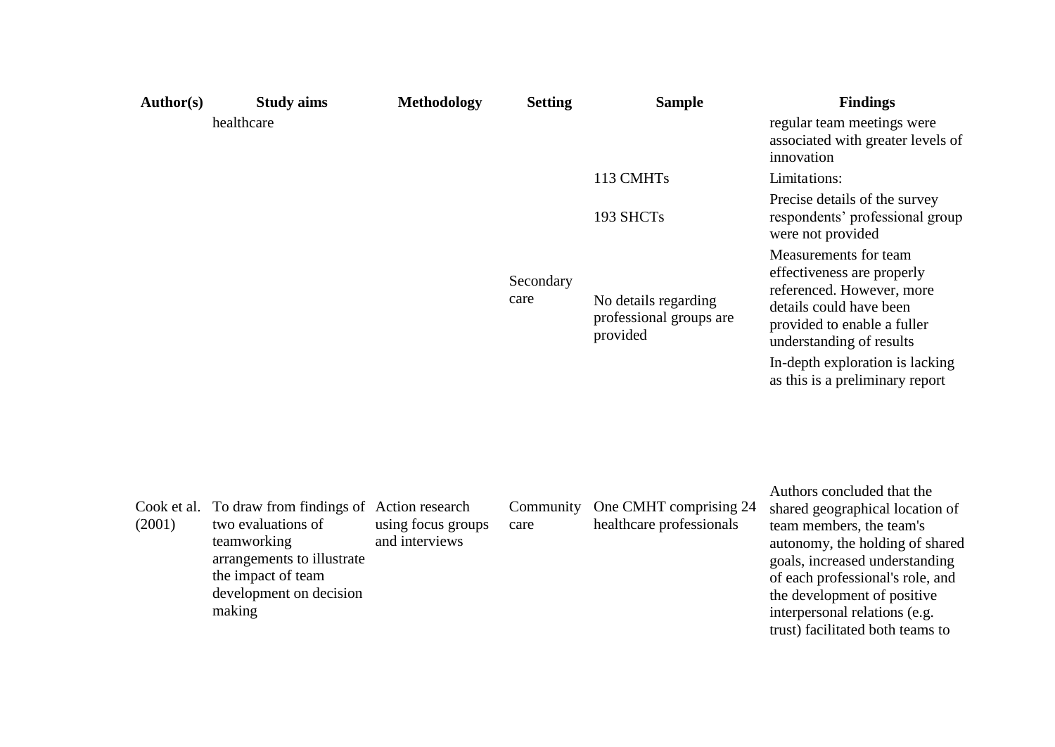| Author(s) | Study aims | Methodology | Setting | Sample | Findings |
|---|---|---|---|---|---|
| | healthcare | | Secondary care | 113 CMHTs<br><br>193 SHCTs<br><br>No details regarding professional groups are provided | regular team meetings were associated with greater levels of innovation<br><br>Limitations:<br><br>Precise details of the survey respondents' professional group were not provided<br><br>Measurements for team effectiveness are properly referenced. However, more details could have been provided to enable a fuller understanding of results<br><br>In-depth exploration is lacking as this is a preliminary report |
| Cook et al. (2001) | To draw from findings of two evaluations of teamworking arrangements to illustrate the impact of team development on decision making | Action research using focus groups and interviews | Community care | One CMHT comprising 24 healthcare professionals | Authors concluded that the shared geographical location of team members, the team's autonomy, the holding of shared goals, increased understanding of each professional's role, and the development of positive interpersonal relations (e.g. trust) facilitated both teams to |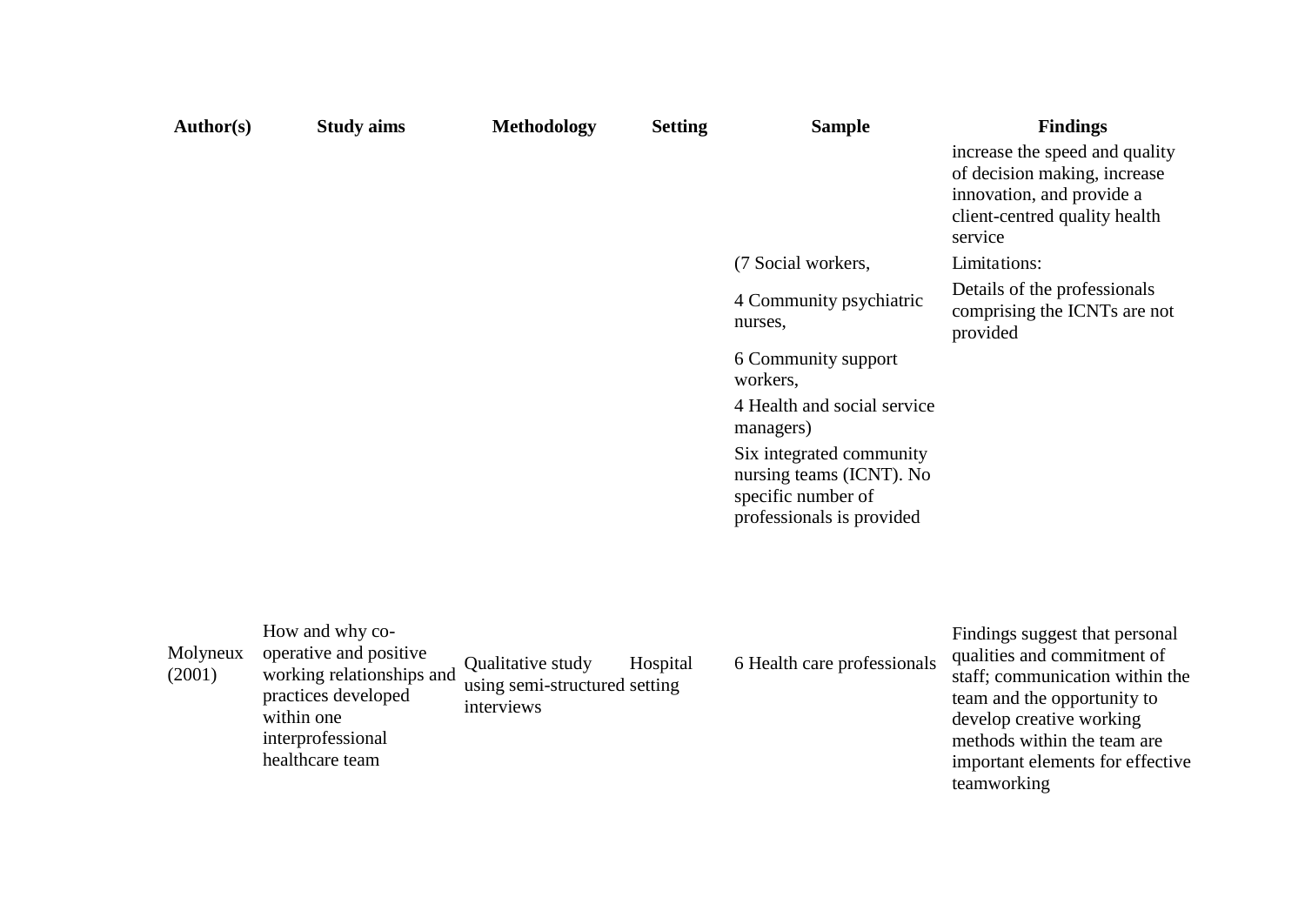| Author(s) | Study aims | Methodology | Setting | Sample | Findings |
|---|---|---|---|---|---|
| | | | | (7 Social workers, 4 Community psychiatric nurses, 6 Community support workers, 4 Health and social service managers) | increase the speed and quality of decision making, increase innovation, and provide a client-centred quality health service |
| | | | | Six integrated community nursing teams (ICNT). No specific number of professionals is provided | Limitations: Details of the professionals comprising the ICNTs are not provided |
| Molyneux (2001) | How and why co-operative and positive working relationships and practices developed within one interprofessional healthcare team | Qualitative study using semi-structured interviews | Hospital setting | 6 Health care professionals | Findings suggest that personal qualities and commitment of staff; communication within the team and the opportunity to develop creative working methods within the team are important elements for effective teamworking |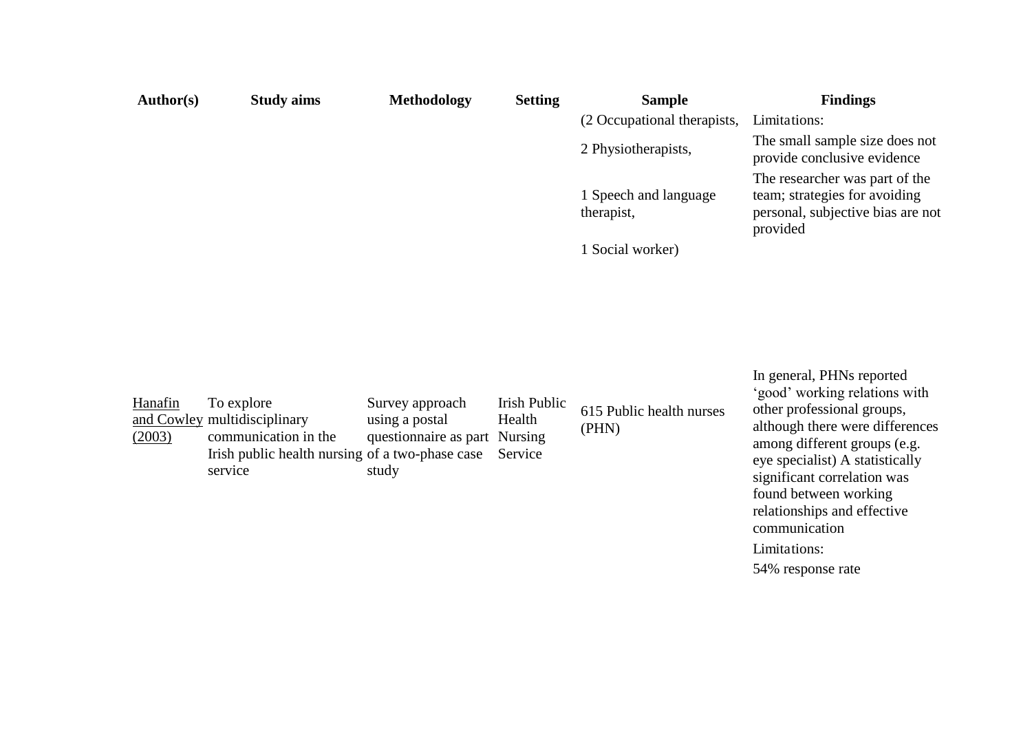| Author(s) | Study aims | Methodology | Setting | Sample | Findings |
| --- | --- | --- | --- | --- | --- |
| | | | | (2 Occupational therapists, 2 Physiotherapists, 1 Speech and language therapist, 1 Social worker) | Limitations: The small sample size does not provide conclusive evidence. The researcher was part of the team; strategies for avoiding personal, subjective bias are not provided |
| Hanafin and Cowley (2003) | To explore multidisciplinary communication in the Irish public health nursing service | Survey approach using a postal questionnaire as part of a two-phase case study | Irish Public Health Nursing Service | 615 Public health nurses (PHN) | In general, PHNs reported 'good' working relations with other professional groups, although there were differences among different groups (e.g. eye specialist) A statistically significant correlation was found between working relationships and effective communication. Limitations: 54% response rate |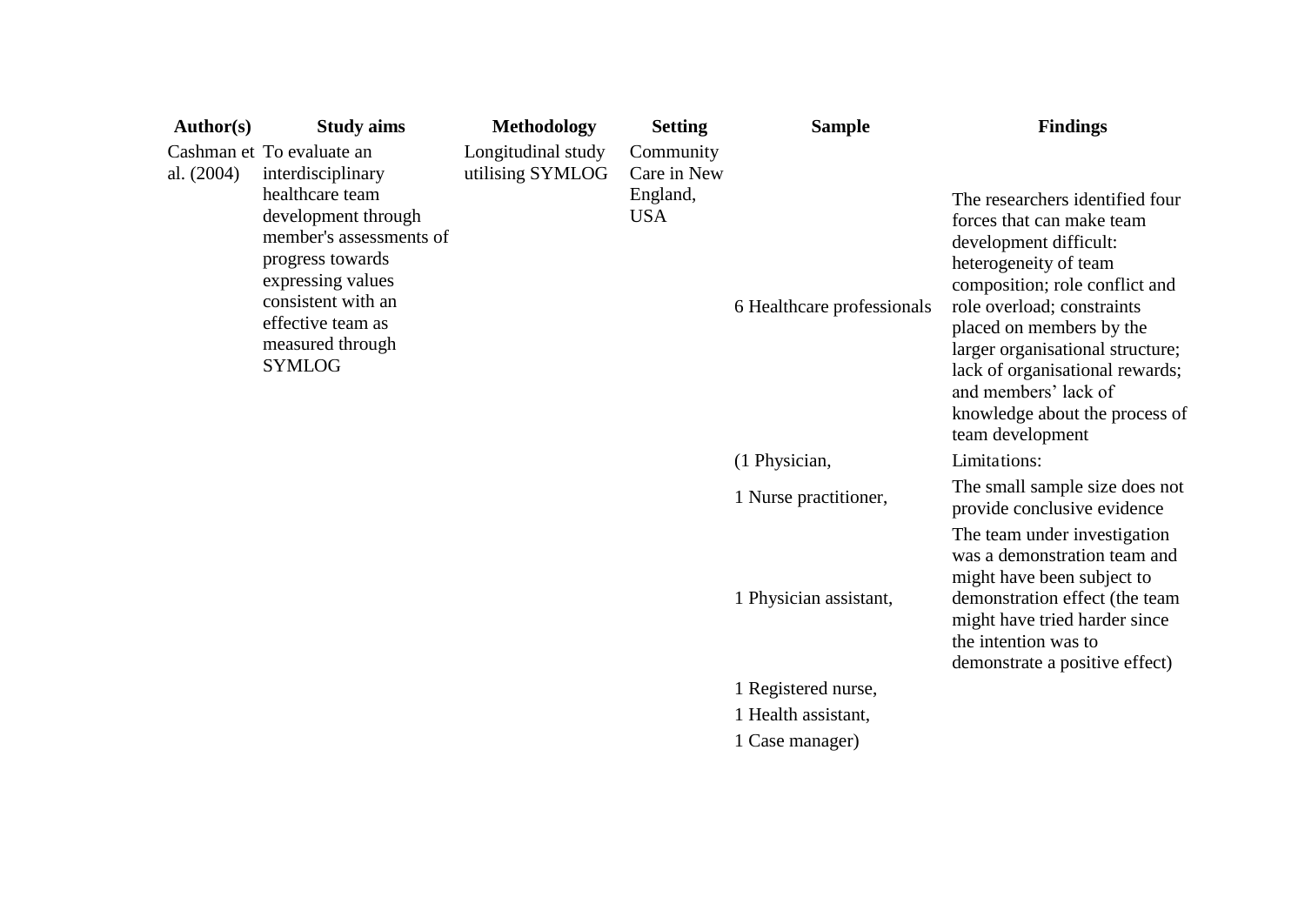| Author(s) | Study aims | Methodology | Setting | Sample | Findings |
|---|---|---|---|---|---|
| Cashman et al. (2004) | To evaluate an interdisciplinary healthcare team development through member's assessments of progress towards expressing values consistent with an effective team as measured through SYMLOG | Longitudinal study utilising SYMLOG | Community Care in New England, USA | 6 Healthcare professionals (1 Physician, 1 Nurse practitioner, 1 Physician assistant, 1 Registered nurse, 1 Health assistant, 1 Case manager) | The researchers identified four forces that can make team development difficult: heterogeneity of team composition; role conflict and role overload; constraints placed on members by the larger organisational structure; lack of organisational rewards; and members' lack of knowledge about the process of team development<br>Limitations:<br>The small sample size does not provide conclusive evidence<br>The team under investigation was a demonstration team and might have been subject to demonstration effect (the team might have tried harder since the intention was to demonstrate a positive effect) |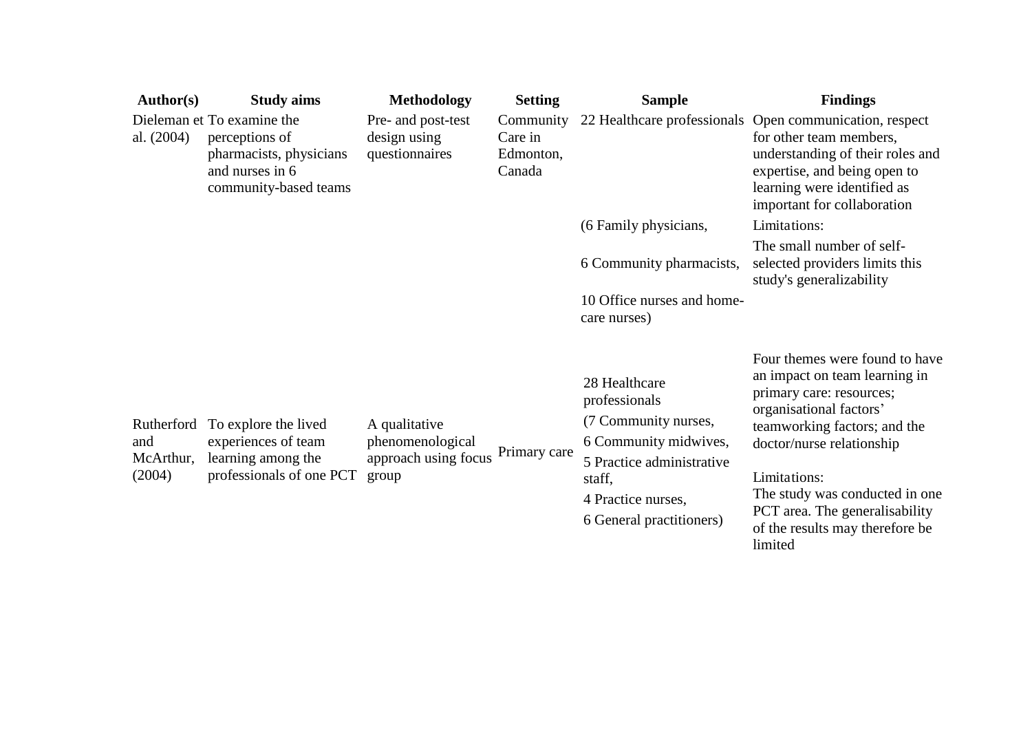| Author(s) | Study aims | Methodology | Setting | Sample | Findings |
|---|---|---|---|---|---|
| Dieleman et al. (2004) | To examine the perceptions of pharmacists, physicians and nurses in 6 community-based teams | Pre- and post-test design using questionnaires | Community Care in Edmonton, Canada | 22 Healthcare professionals (6 Family physicians, 6 Community pharmacists, 10 Office nurses and home-care nurses) | Open communication, respect for other team members, understanding of their roles and expertise, and being open to learning were identified as important for collaboration<br><br>Limitations:<br>The small number of self-selected providers limits this study's generalizability |
| Rutherford and McArthur, (2004) | To explore the lived experiences of team learning among the professionals of one PCT | A qualitative phenomenological approach using focus group | Primary care | 28 Healthcare professionals (7 Community nurses, 6 Community midwives, 5 Practice administrative staff, 4 Practice nurses, 6 General practitioners) | Four themes were found to have an impact on team learning in primary care: resources; organisational factors' teamworking factors; and the doctor/nurse relationship<br><br>Limitations:<br>The study was conducted in one PCT area. The generalisability of the results may therefore be limited |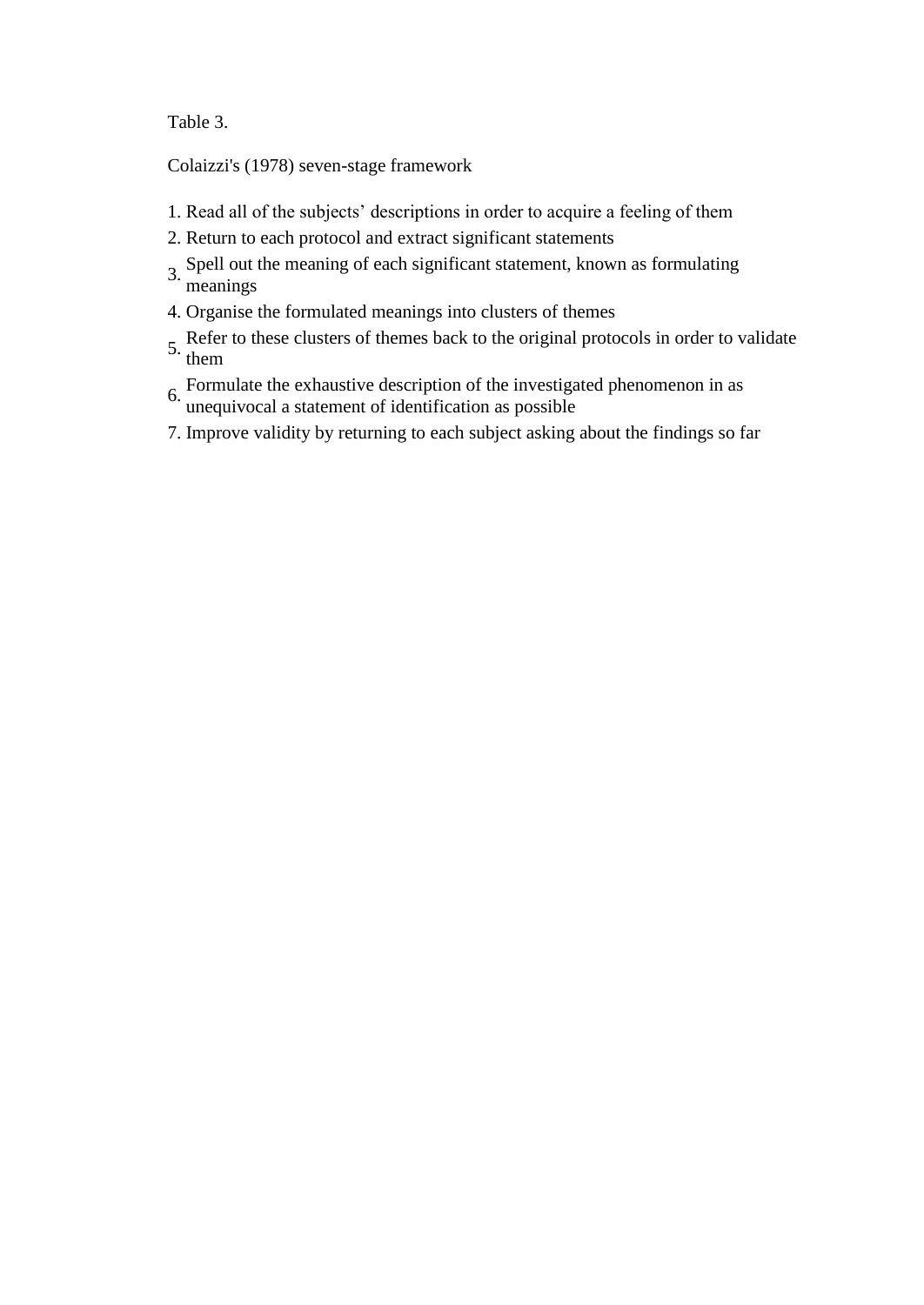Table 3.

Colaizzi's (1978) seven-stage framework

1. Read all of the subjects' descriptions in order to acquire a feeling of them
2. Return to each protocol and extract significant statements
3. Spell out the meaning of each significant statement, known as formulating meanings
4. Organise the formulated meanings into clusters of themes
5. Refer to these clusters of themes back to the original protocols in order to validate them
6. Formulate the exhaustive description of the investigated phenomenon in as unequivocal a statement of identification as possible
7. Improve validity by returning to each subject asking about the findings so far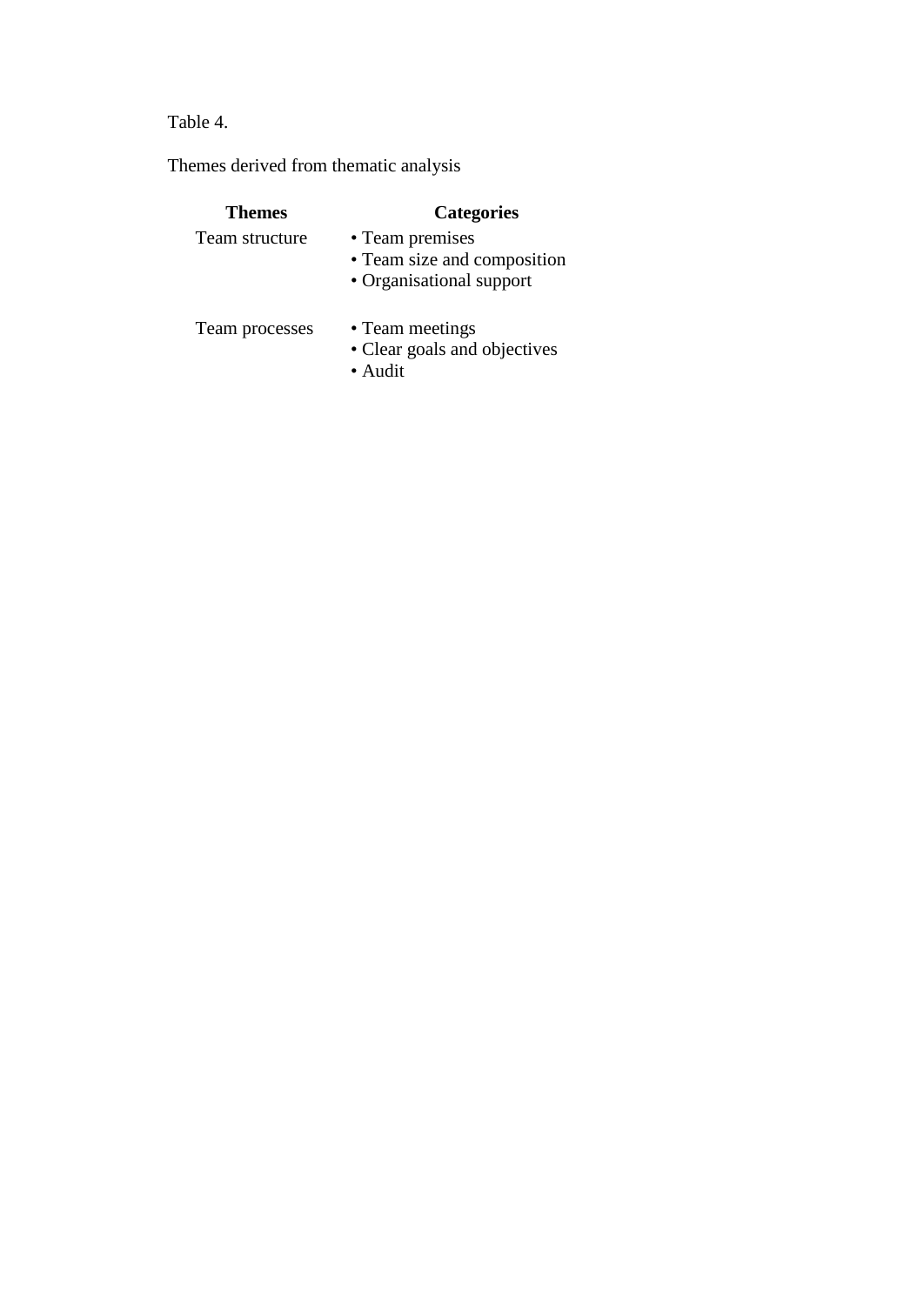Table 4.

Themes derived from thematic analysis

| Themes | Categories |
|---|---|
| Team structure | • Team premises<br>• Team size and composition<br>• Organisational support |
| Team processes | • Team meetings<br>• Clear goals and objectives<br>• Audit |